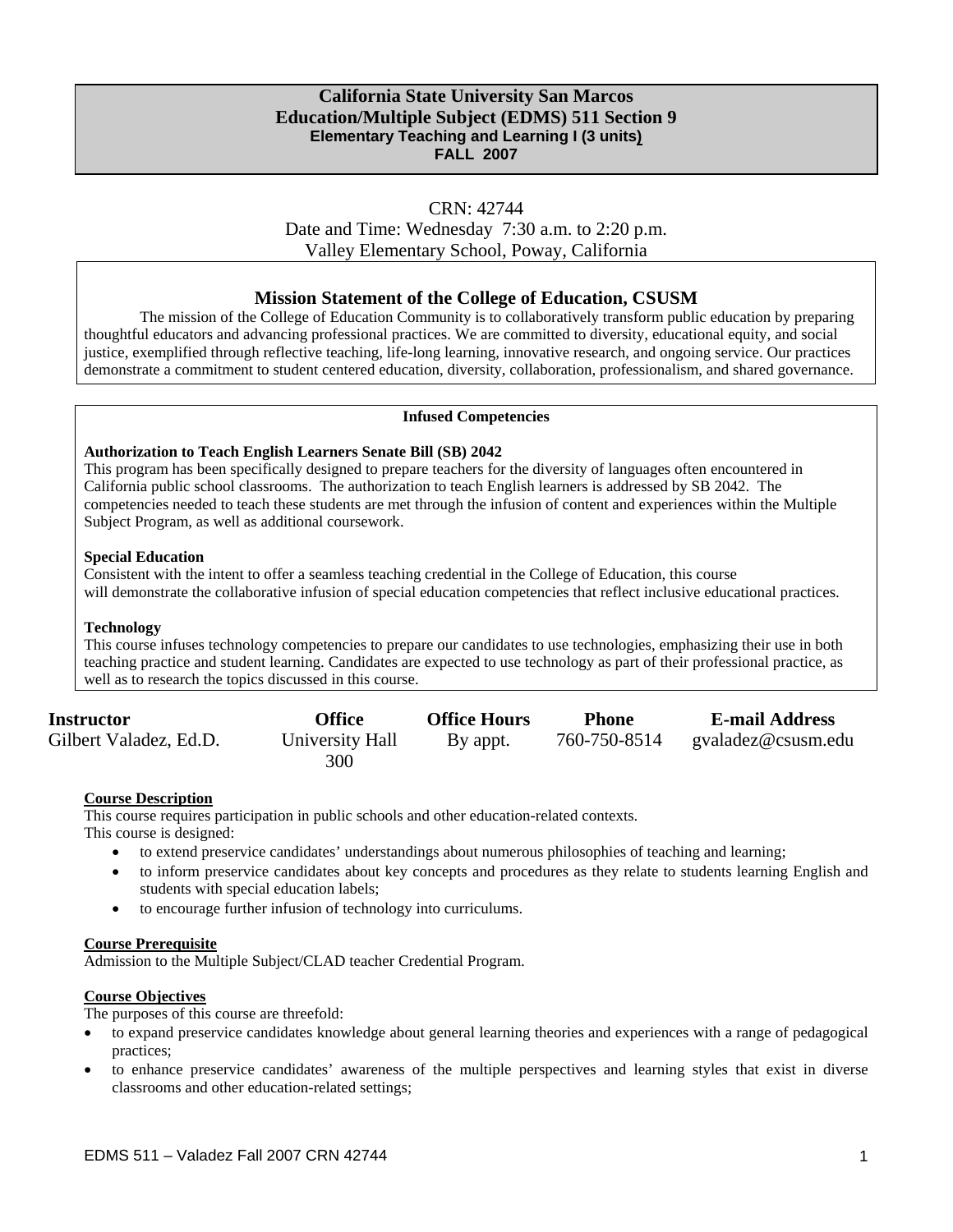# California State University San Marcos
## Education/Multiple Subject (EDMS) 511 Section 9
### Elementary Teaching and Learning I (3 units)
### FALL 2007

CRN: 42744
Date and Time: Wednesday 7:30 a.m. to 2:20 p.m.
Valley Elementary School, Poway, California

## Mission Statement of the College of Education, CSUSM

The mission of the College of Education Community is to collaboratively transform public education by preparing thoughtful educators and advancing professional practices. We are committed to diversity, educational equity, and social justice, exemplified through reflective teaching, life-long learning, innovative research, and ongoing service. Our practices demonstrate a commitment to student centered education, diversity, collaboration, professionalism, and shared governance.

**Infused Competencies**

**Authorization to Teach English Learners Senate Bill (SB) 2042**
This program has been specifically designed to prepare teachers for the diversity of languages often encountered in California public school classrooms. The authorization to teach English learners is addressed by SB 2042. The competencies needed to teach these students are met through the infusion of content and experiences within the Multiple Subject Program, as well as additional coursework.

**Special Education**
Consistent with the intent to offer a seamless teaching credential in the College of Education, this course will demonstrate the collaborative infusion of special education competencies that reflect inclusive educational practices.

**Technology**
This course infuses technology competencies to prepare our candidates to use technologies, emphasizing their use in both teaching practice and student learning. Candidates are expected to use technology as part of their professional practice, as well as to research the topics discussed in this course.

| Instructor | Office | Office Hours | Phone | E-mail Address |
|---|---|---|---|---|
| Gilbert Valadez, Ed.D. | University Hall 300 | By appt. | 760-750-8514 | gvaladez@csusm.edu |

**Course Description**
This course requires participation in public schools and other education-related contexts.
This course is designed:

- to extend preservice candidates' understandings about numerous philosophies of teaching and learning;
- to inform preservice candidates about key concepts and procedures as they relate to students learning English and students with special education labels;
- to encourage further infusion of technology into curriculums.

**Course Prerequisite**
Admission to the Multiple Subject/CLAD teacher Credential Program.

**Course Objectives**
The purposes of this course are threefold:

- to expand preservice candidates knowledge about general learning theories and experiences with a range of pedagogical practices;
- to enhance preservice candidates' awareness of the multiple perspectives and learning styles that exist in diverse classrooms and other education-related settings;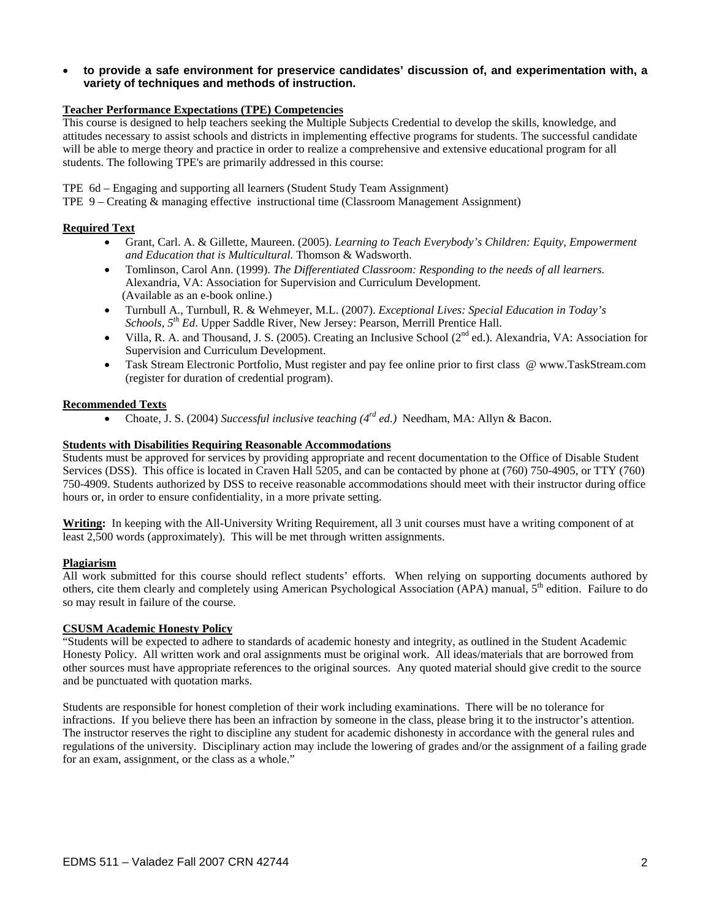- **to provide a safe environment for preservice candidates' discussion of, and experimentation with, a variety of techniques and methods of instruction.**

## Teacher Performance Expectations (TPE) Competencies

This course is designed to help teachers seeking the Multiple Subjects Credential to develop the skills, knowledge, and attitudes necessary to assist schools and districts in implementing effective programs for students. The successful candidate will be able to merge theory and practice in order to realize a comprehensive and extensive educational program for all students. The following TPE's are primarily addressed in this course:

TPE 6d – Engaging and supporting all learners (Student Study Team Assignment)
TPE 9 – Creating & managing effective instructional time (Classroom Management Assignment)

## Required Text

- Grant, Carl. A. & Gillette, Maureen. (2005). *Learning to Teach Everybody's Children: Equity, Empowerment and Education that is Multicultural.* Thomson & Wadsworth.
- Tomlinson, Carol Ann. (1999). *The Differentiated Classroom: Responding to the needs of all learners.* Alexandria, VA: Association for Supervision and Curriculum Development. (Available as an e-book online.)
- Turnbull A., Turnbull, R. & Wehmeyer, M.L. (2007). *Exceptional Lives: Special Education in Today's Schools, 5th Ed*. Upper Saddle River, New Jersey: Pearson, Merrill Prentice Hall.
- Villa, R. A. and Thousand, J. S. (2005). Creating an Inclusive School (2nd ed.). Alexandria, VA: Association for Supervision and Curriculum Development.
- Task Stream Electronic Portfolio, Must register and pay fee online prior to first class @ www.TaskStream.com (register for duration of credential program).

## Recommended Texts

- Choate, J. S. (2004) *Successful inclusive teaching (4rd ed.)* Needham, MA: Allyn & Bacon.

## Students with Disabilities Requiring Reasonable Accommodations

Students must be approved for services by providing appropriate and recent documentation to the Office of Disable Student Services (DSS). This office is located in Craven Hall 5205, and can be contacted by phone at (760) 750-4905, or TTY (760) 750-4909. Students authorized by DSS to receive reasonable accommodations should meet with their instructor during office hours or, in order to ensure confidentiality, in a more private setting.

**Writing:** In keeping with the All-University Writing Requirement, all 3 unit courses must have a writing component of at least 2,500 words (approximately). This will be met through written assignments.

## Plagiarism

All work submitted for this course should reflect students' efforts. When relying on supporting documents authored by others, cite them clearly and completely using American Psychological Association (APA) manual, 5th edition. Failure to do so may result in failure of the course.

## CSUSM Academic Honesty Policy

"Students will be expected to adhere to standards of academic honesty and integrity, as outlined in the Student Academic Honesty Policy. All written work and oral assignments must be original work. All ideas/materials that are borrowed from other sources must have appropriate references to the original sources. Any quoted material should give credit to the source and be punctuated with quotation marks.

Students are responsible for honest completion of their work including examinations. There will be no tolerance for infractions. If you believe there has been an infraction by someone in the class, please bring it to the instructor's attention. The instructor reserves the right to discipline any student for academic dishonesty in accordance with the general rules and regulations of the university. Disciplinary action may include the lowering of grades and/or the assignment of a failing grade for an exam, assignment, or the class as a whole."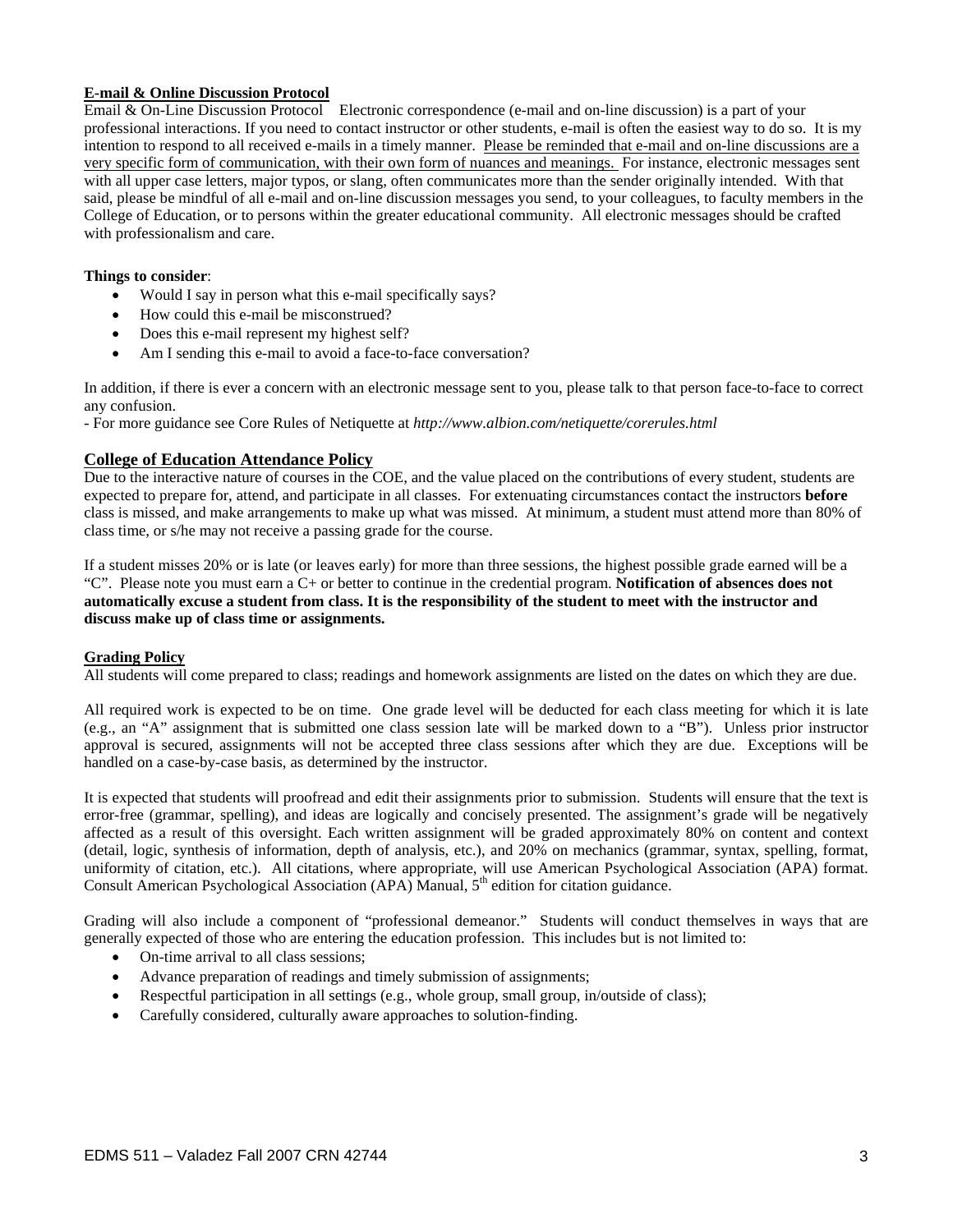## E-mail & Online Discussion Protocol

Email & On-Line Discussion Protocol Electronic correspondence (e-mail and on-line discussion) is a part of your professional interactions. If you need to contact instructor or other students, e-mail is often the easiest way to do so. It is my intention to respond to all received e-mails in a timely manner. Please be reminded that e-mail and on-line discussions are a very specific form of communication, with their own form of nuances and meanings. For instance, electronic messages sent with all upper case letters, major typos, or slang, often communicates more than the sender originally intended. With that said, please be mindful of all e-mail and on-line discussion messages you send, to your colleagues, to faculty members in the College of Education, or to persons within the greater educational community. All electronic messages should be crafted with professionalism and care.

**Things to consider**:

- Would I say in person what this e-mail specifically says?
- How could this e-mail be misconstrued?
- Does this e-mail represent my highest self?
- Am I sending this e-mail to avoid a face-to-face conversation?

In addition, if there is ever a concern with an electronic message sent to you, please talk to that person face-to-face to correct any confusion.

- For more guidance see Core Rules of Netiquette at *http://www.albion.com/netiquette/corerules.html*

## College of Education Attendance Policy

Due to the interactive nature of courses in the COE, and the value placed on the contributions of every student, students are expected to prepare for, attend, and participate in all classes. For extenuating circumstances contact the instructors **before** class is missed, and make arrangements to make up what was missed. At minimum, a student must attend more than 80% of class time, or s/he may not receive a passing grade for the course.

If a student misses 20% or is late (or leaves early) for more than three sessions, the highest possible grade earned will be a "C". Please note you must earn a C+ or better to continue in the credential program. **Notification of absences does not automatically excuse a student from class. It is the responsibility of the student to meet with the instructor and discuss make up of class time or assignments.**

## Grading Policy

All students will come prepared to class; readings and homework assignments are listed on the dates on which they are due.

All required work is expected to be on time. One grade level will be deducted for each class meeting for which it is late (e.g., an "A" assignment that is submitted one class session late will be marked down to a "B"). Unless prior instructor approval is secured, assignments will not be accepted three class sessions after which they are due. Exceptions will be handled on a case-by-case basis, as determined by the instructor.

It is expected that students will proofread and edit their assignments prior to submission. Students will ensure that the text is error-free (grammar, spelling), and ideas are logically and concisely presented. The assignment's grade will be negatively affected as a result of this oversight. Each written assignment will be graded approximately 80% on content and context (detail, logic, synthesis of information, depth of analysis, etc.), and 20% on mechanics (grammar, syntax, spelling, format, uniformity of citation, etc.). All citations, where appropriate, will use American Psychological Association (APA) format. Consult American Psychological Association (APA) Manual, 5th edition for citation guidance.

Grading will also include a component of "professional demeanor." Students will conduct themselves in ways that are generally expected of those who are entering the education profession. This includes but is not limited to:

- On-time arrival to all class sessions;
- Advance preparation of readings and timely submission of assignments;
- Respectful participation in all settings (e.g., whole group, small group, in/outside of class);
- Carefully considered, culturally aware approaches to solution-finding.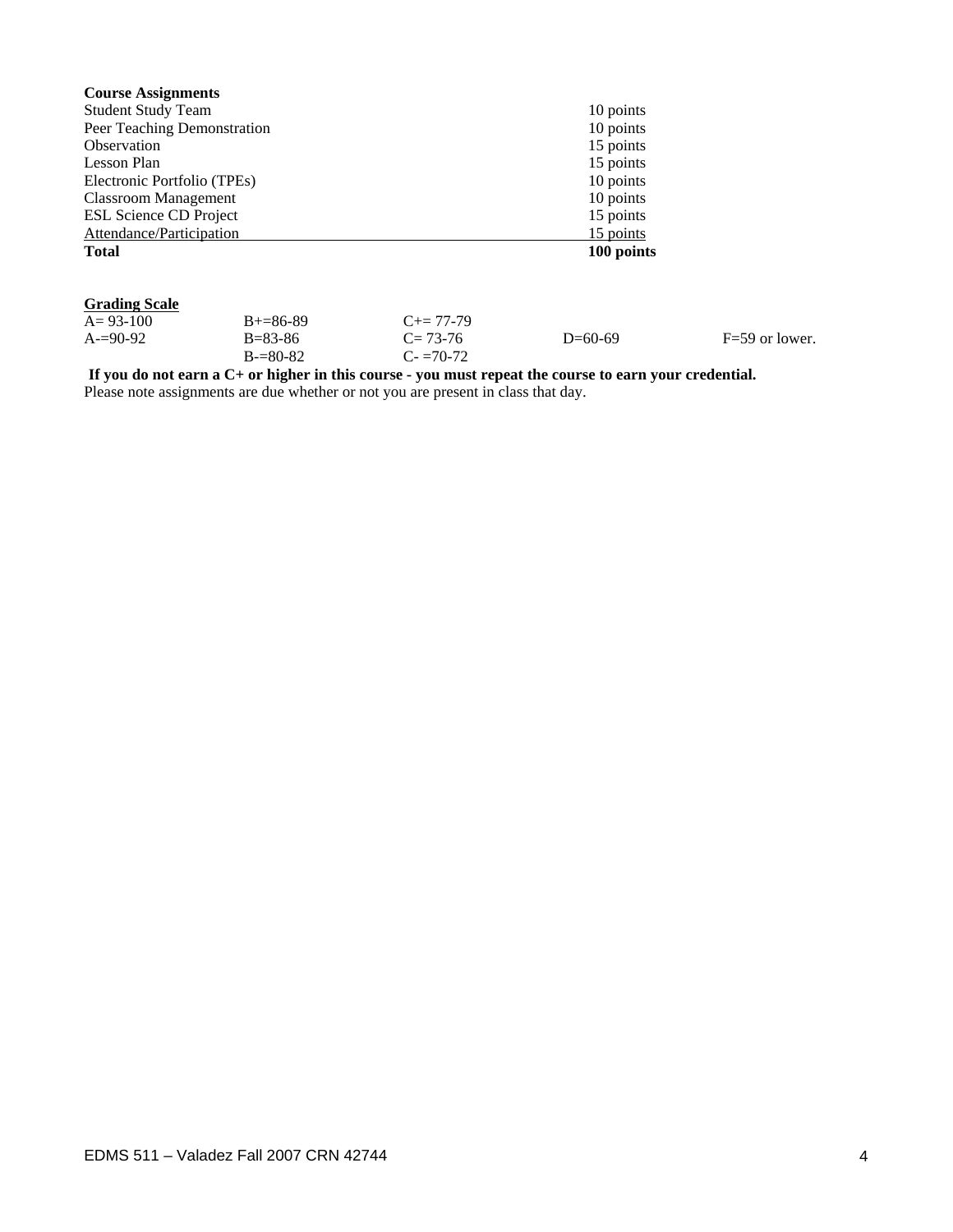**Course Assignments**

| Assignment | Points |
|---|---|
| Student Study Team | 10 points |
| Peer Teaching Demonstration | 10 points |
| Observation | 15 points |
| Lesson Plan | 15 points |
| Electronic Portfolio (TPEs) | 10 points |
| Classroom Management | 10 points |
| ESL Science CD Project | 15 points |
| Attendance/Participation | 15 points |
| **Total** | **100 points** |

**Grading Scale**

| | | | | |
|---|---|---|---|---|
| A= 93-100 | B+=86-89 | C+= 77-79 | | |
| A-=90-92 | B=83-86 | C= 73-76 | D=60-69 | F=59 or lower. |
| | B-=80-82 | C- =70-72 | | |

**If you do not earn a C+ or higher in this course - you must repeat the course to earn your credential.**

Please note assignments are due whether or not you are present in class that day.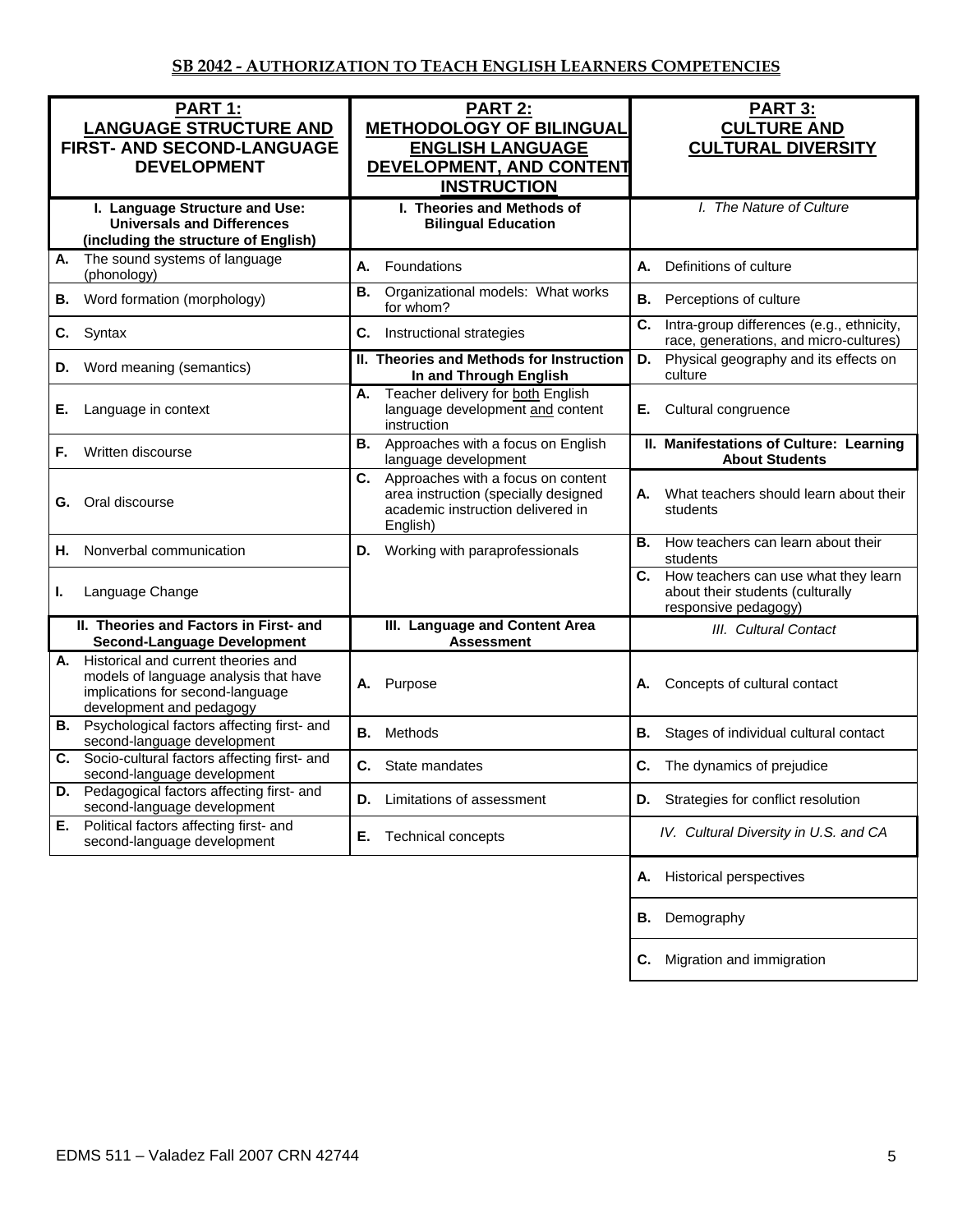## SB 2042 - AUTHORIZATION TO TEACH ENGLISH LEARNERS COMPETENCIES

| PART 1: LANGUAGE STRUCTURE AND FIRST- AND SECOND-LANGUAGE DEVELOPMENT | PART 2: METHODOLOGY OF BILINGUAL ENGLISH LANGUAGE DEVELOPMENT, AND CONTENT INSTRUCTION | PART 3: CULTURE AND CULTURAL DIVERSITY |
|---|---|---|
| **I. Language Structure and Use: Universals and Differences (including the structure of English)** | **I. Theories and Methods of Bilingual Education** | *I. The Nature of Culture* |
| **A.** The sound systems of language (phonology) | **A.** Foundations | **A.** Definitions of culture |
| **B.** Word formation (morphology) | **B.** Organizational models: What works for whom? | **B.** Perceptions of culture |
| **C.** Syntax | **C.** Instructional strategies | **C.** Intra-group differences (e.g., ethnicity, race, generations, and micro-cultures) |
| **D.** Word meaning (semantics) | **II. Theories and Methods for Instruction In and Through English** | **D.** Physical geography and its effects on culture |
| **E.** Language in context | **A.** Teacher delivery for both English language development and content instruction | **E.** Cultural congruence |
| **F.** Written discourse | **B.** Approaches with a focus on English language development | **II. Manifestations of Culture: Learning About Students** |
| **G.** Oral discourse | **C.** Approaches with a focus on content area instruction (specially designed academic instruction delivered in English) | **A.** What teachers should learn about their students |
| **H.** Nonverbal communication | **D.** Working with paraprofessionals | **B.** How teachers can learn about their students |
| **I.** Language Change | | **C.** How teachers can use what they learn about their students (culturally responsive pedagogy) |
| **II. Theories and Factors in First- and Second-Language Development** | **III. Language and Content Area Assessment** | *III. Cultural Contact* |
| **A.** Historical and current theories and models of language analysis that have implications for second-language development and pedagogy | **A.** Purpose | **A.** Concepts of cultural contact |
| **B.** Psychological factors affecting first- and second-language development | **B.** Methods | **B.** Stages of individual cultural contact |
| **C.** Socio-cultural factors affecting first- and second-language development | **C.** State mandates | **C.** The dynamics of prejudice |
| **D.** Pedagogical factors affecting first- and second-language development | **D.** Limitations of assessment | **D.** Strategies for conflict resolution |
| **E.** Political factors affecting first- and second-language development | **E.** Technical concepts | *IV. Cultural Diversity in U.S. and CA* |
| | | **A.** Historical perspectives |
| | | **B.** Demography |
| | | **C.** Migration and immigration |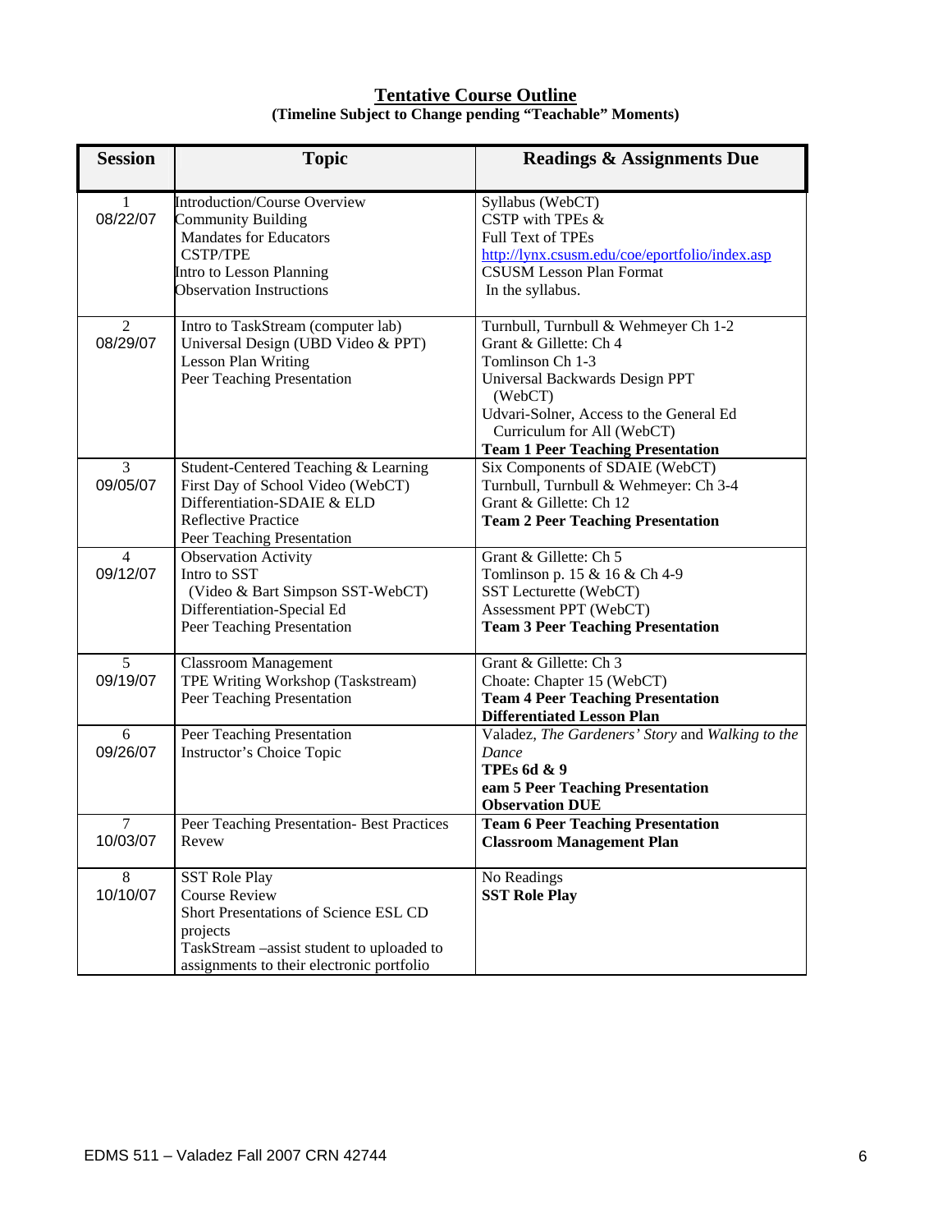## Tentative Course Outline

**(Timeline Subject to Change pending "Teachable" Moments)**

| Session | Topic | Readings & Assignments Due |
|---|---|---|
| 1<br>08/22/07 | Introduction/Course Overview<br>Community Building<br>Mandates for Educators<br>CSTP/TPE<br>Intro to Lesson Planning<br>Observation Instructions | Syllabus (WebCT)<br>CSTP with TPEs &<br>Full Text of TPEs<br>http://lynx.csusm.edu/coe/eportfolio/index.asp<br>CSUSM Lesson Plan Format<br>In the syllabus. |
| 2<br>08/29/07 | Intro to TaskStream (computer lab)<br>Universal Design (UBD Video & PPT)<br>Lesson Plan Writing<br>Peer Teaching Presentation | Turnbull, Turnbull & Wehmeyer Ch 1-2<br>Grant & Gillette: Ch 4<br>Tomlinson Ch 1-3<br>Universal Backwards Design PPT (WebCT)<br>Udvari-Solner, Access to the General Ed Curriculum for All (WebCT)<br>**Team 1 Peer Teaching Presentation** |
| 3<br>09/05/07 | Student-Centered Teaching & Learning<br>First Day of School Video (WebCT)<br>Differentiation-SDAIE & ELD<br>Reflective Practice<br>Peer Teaching Presentation | Six Components of SDAIE (WebCT)<br>Turnbull, Turnbull & Wehmeyer: Ch 3-4<br>Grant & Gillette: Ch 12<br>**Team 2 Peer Teaching Presentation** |
| 4<br>09/12/07 | Observation Activity<br>Intro to SST<br>(Video & Bart Simpson SST-WebCT)<br>Differentiation-Special Ed<br>Peer Teaching Presentation | Grant & Gillette: Ch 5<br>Tomlinson p. 15 & 16 & Ch 4-9<br>SST Lecturette (WebCT)<br>Assessment PPT (WebCT)<br>**Team 3 Peer Teaching Presentation** |
| 5<br>09/19/07 | Classroom Management<br>TPE Writing Workshop (Taskstream)<br>Peer Teaching Presentation | Grant & Gillette: Ch 3<br>Choate: Chapter 15 (WebCT)<br>**Team 4 Peer Teaching Presentation**<br>**Differentiated Lesson Plan** |
| 6<br>09/26/07 | Peer Teaching Presentation<br>Instructor's Choice Topic | Valadez, *The Gardeners' Story* and *Walking to the Dance*<br>**TPEs 6d & 9**<br>**eam 5 Peer Teaching Presentation**<br>**Observation DUE** |
| 7<br>10/03/07 | Peer Teaching Presentation- Best Practices Revew | **Team 6 Peer Teaching Presentation**<br>**Classroom Management Plan** |
| 8<br>10/10/07 | SST Role Play<br>Course Review<br>Short Presentations of Science ESL CD projects<br>TaskStream –assist student to uploaded to assignments to their electronic portfolio | No Readings<br>**SST Role Play** |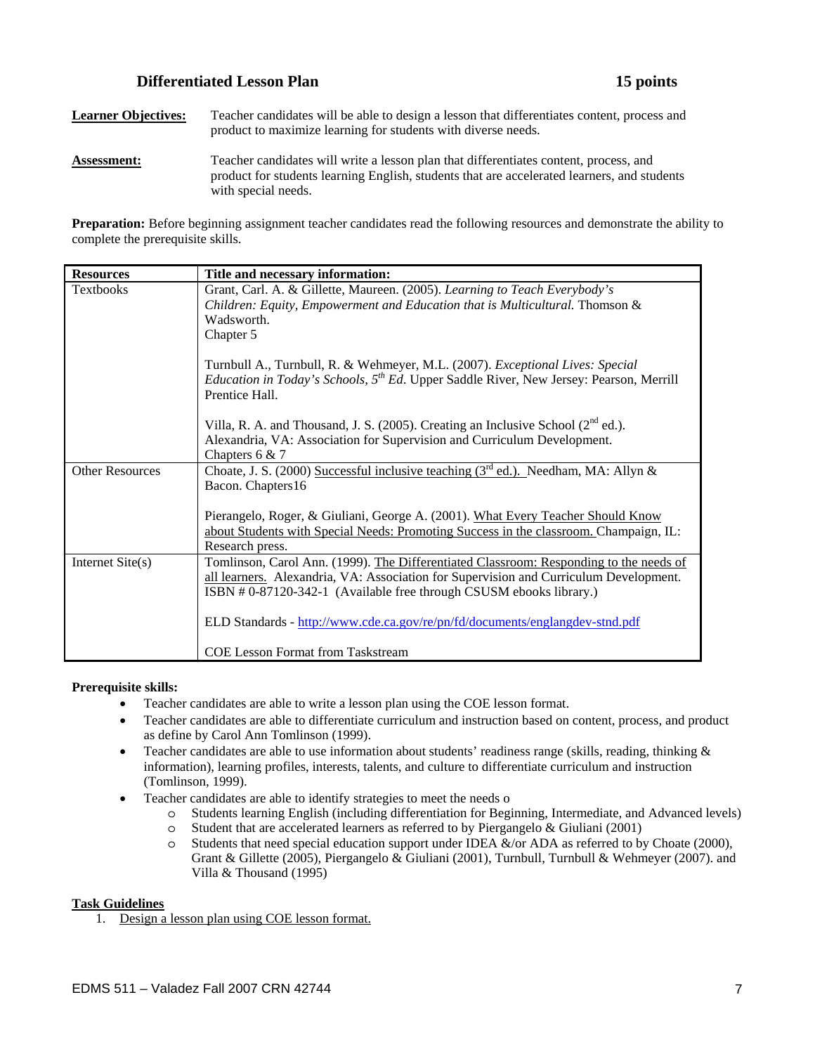## Differentiated Lesson Plan — 15 points

**Learner Objectives:** Teacher candidates will be able to design a lesson that differentiates content, process and product to maximize learning for students with diverse needs.

**Assessment:** Teacher candidates will write a lesson plan that differentiates content, process, and product for students learning English, students that are accelerated learners, and students with special needs.

**Preparation:** Before beginning assignment teacher candidates read the following resources and demonstrate the ability to complete the prerequisite skills.

| Resources | Title and necessary information: |
|---|---|
| Textbooks | Grant, Carl. A. & Gillette, Maureen. (2005). *Learning to Teach Everybody's Children: Equity, Empowerment and Education that is Multicultural.* Thomson & Wadsworth. Chapter 5<br><br>Turnbull A., Turnbull, R. & Wehmeyer, M.L. (2007). *Exceptional Lives: Special Education in Today's Schools, 5th Ed*. Upper Saddle River, New Jersey: Pearson, Merrill Prentice Hall.<br><br>Villa, R. A. and Thousand, J. S. (2005). Creating an Inclusive School (2nd ed.). Alexandria, VA: Association for Supervision and Curriculum Development. Chapters 6 & 7 |
| Other Resources | Choate, J. S. (2000) Successful inclusive teaching (3rd ed.). Needham, MA: Allyn & Bacon. Chapters16<br><br>Pierangelo, Roger, & Giuliani, George A. (2001). What Every Teacher Should Know about Students with Special Needs: Promoting Success in the classroom. Champaign, IL: Research press. |
| Internet Site(s) | Tomlinson, Carol Ann. (1999). The Differentiated Classroom: Responding to the needs of all learners. Alexandria, VA: Association for Supervision and Curriculum Development. ISBN # 0-87120-342-1 (Available free through CSUSM ebooks library.)<br><br>ELD Standards - http://www.cde.ca.gov/re/pn/fd/documents/englangdev-stnd.pdf<br><br>COE Lesson Format from Taskstream |

**Prerequisite skills:**

- Teacher candidates are able to write a lesson plan using the COE lesson format.
- Teacher candidates are able to differentiate curriculum and instruction based on content, process, and product as define by Carol Ann Tomlinson (1999).
- Teacher candidates are able to use information about students' readiness range (skills, reading, thinking & information), learning profiles, interests, talents, and culture to differentiate curriculum and instruction (Tomlinson, 1999).
- Teacher candidates are able to identify strategies to meet the needs o
  - Students learning English (including differentiation for Beginning, Intermediate, and Advanced levels)
  - Student that are accelerated learners as referred to by Piergangelo & Giuliani (2001)
  - Students that need special education support under IDEA &/or ADA as referred to by Choate (2000), Grant & Gillette (2005), Piergangelo & Giuliani (2001), Turnbull, Turnbull & Wehmeyer (2007). and Villa & Thousand (1995)

**Task Guidelines**

1. Design a lesson plan using COE lesson format.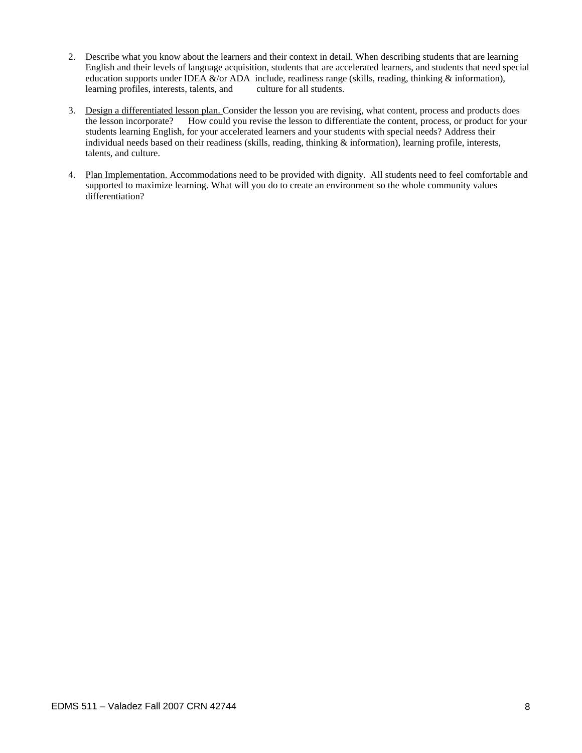2. <u>Describe what you know about the learners and their context in detail.</u> When describing students that are learning English and their levels of language acquisition, students that are accelerated learners, and students that need special education supports under IDEA &/or ADA include, readiness range (skills, reading, thinking & information), learning profiles, interests, talents, and culture for all students.

3. <u>Design a differentiated lesson plan.</u> Consider the lesson you are revising, what content, process and products does the lesson incorporate? How could you revise the lesson to differentiate the content, process, or product for your students learning English, for your accelerated learners and your students with special needs? Address their individual needs based on their readiness (skills, reading, thinking & information), learning profile, interests, talents, and culture.

4. <u>Plan Implementation.</u> Accommodations need to be provided with dignity. All students need to feel comfortable and supported to maximize learning. What will you do to create an environment so the whole community values differentiation?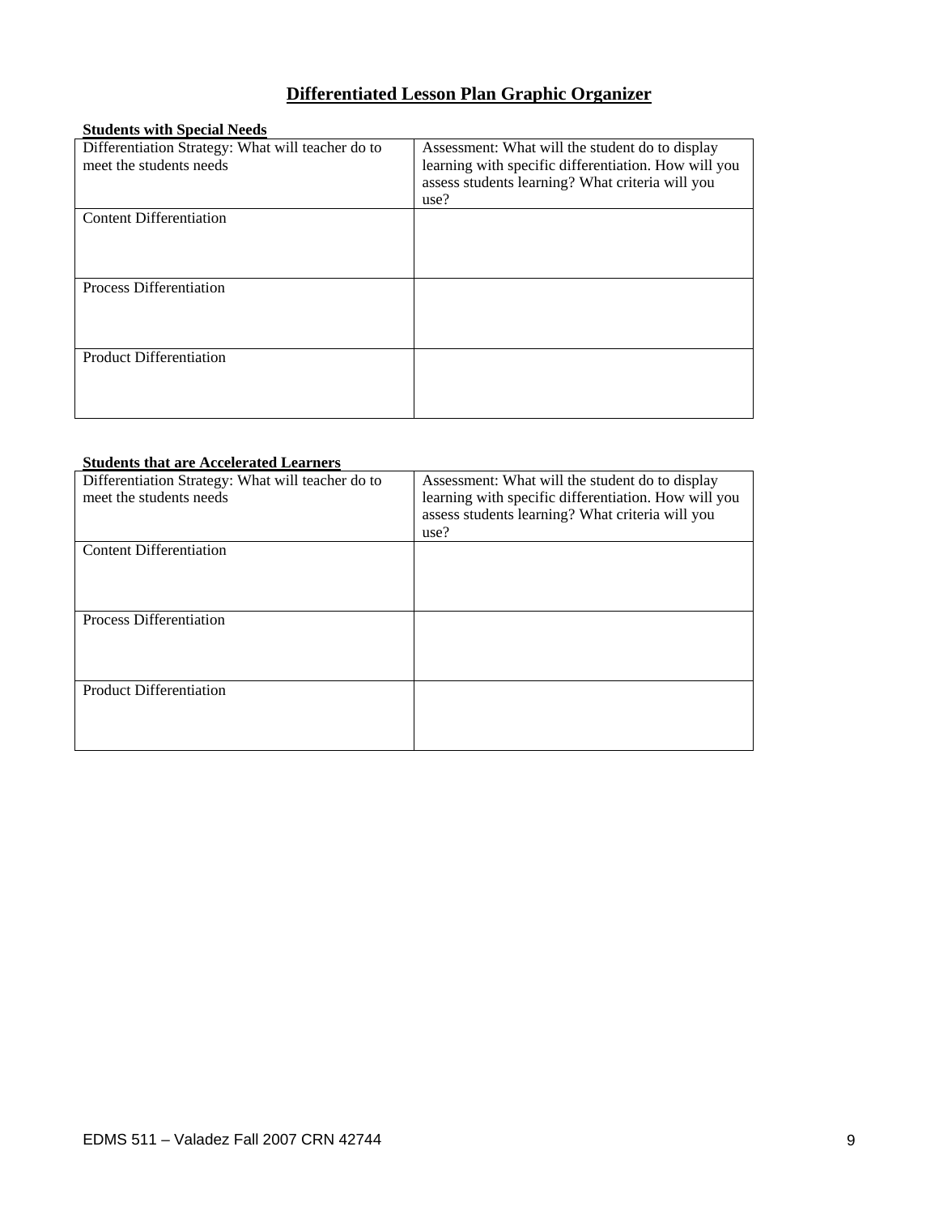# Differentiated Lesson Plan Graphic Organizer

**Students with Special Needs**

| Differentiation Strategy: What will teacher do to meet the students needs | Assessment: What will the student do to display learning with specific differentiation. How will you assess students learning? What criteria will you use? |
|---|---|
| Content Differentiation | |
| Process Differentiation | |
| Product Differentiation | |

**Students that are Accelerated Learners**

| Differentiation Strategy: What will teacher do to meet the students needs | Assessment: What will the student do to display learning with specific differentiation. How will you assess students learning? What criteria will you use? |
|---|---|
| Content Differentiation | |
| Process Differentiation | |
| Product Differentiation | |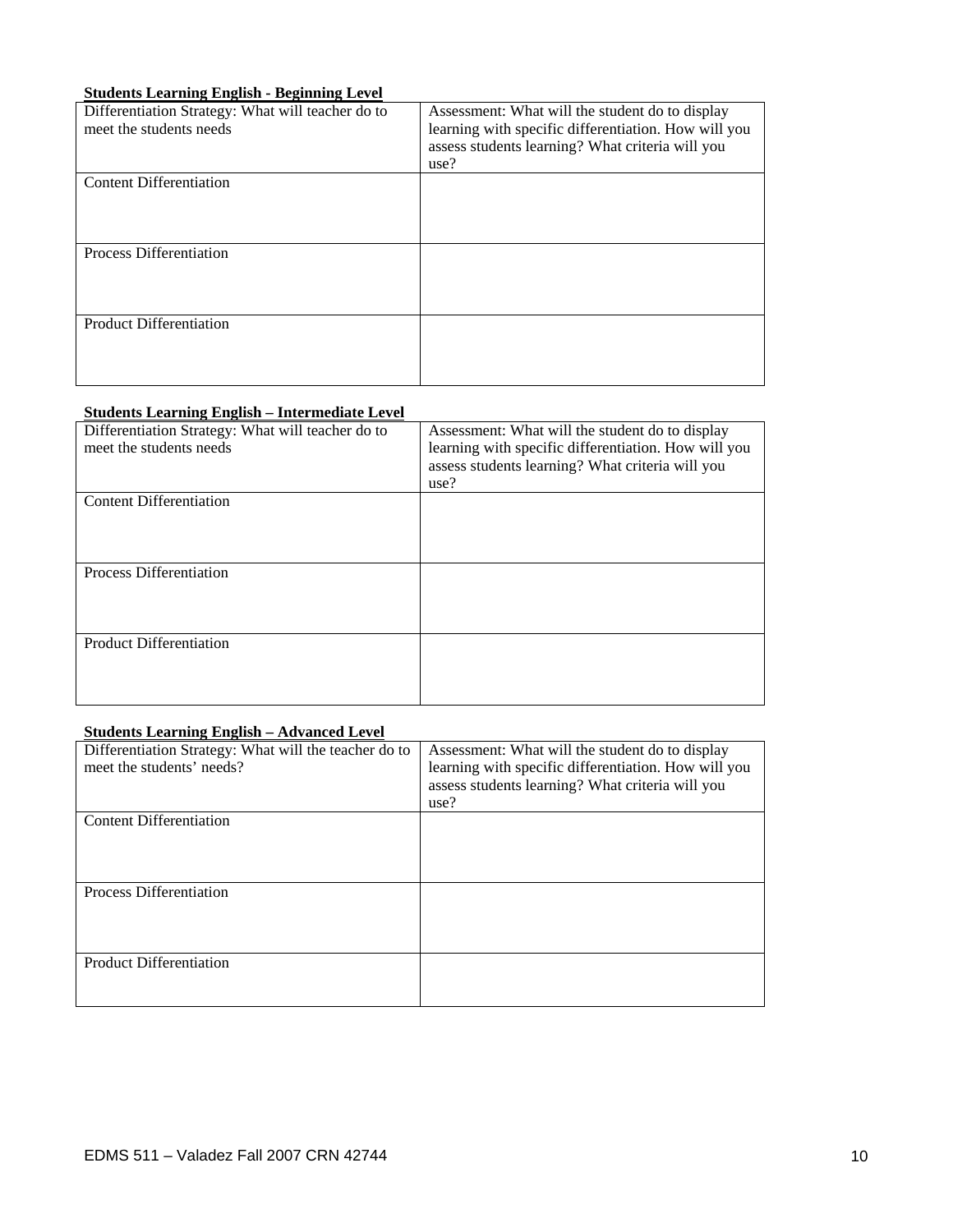**Students Learning English - Beginning Level**

| Differentiation Strategy: What will teacher do to meet the students needs | Assessment: What will the student do to display learning with specific differentiation. How will you assess students learning? What criteria will you use? |
|---|---|
| Content Differentiation | |
| Process Differentiation | |
| Product Differentiation | |

**Students Learning English – Intermediate Level**

| Differentiation Strategy: What will teacher do to meet the students needs | Assessment: What will the student do to display learning with specific differentiation. How will you assess students learning? What criteria will you use? |
|---|---|
| Content Differentiation | |
| Process Differentiation | |
| Product Differentiation | |

**Students Learning English – Advanced Level**

| Differentiation Strategy: What will the teacher do to meet the students' needs? | Assessment: What will the student do to display learning with specific differentiation. How will you assess students learning? What criteria will you use? |
|---|---|
| Content Differentiation | |
| Process Differentiation | |
| Product Differentiation | |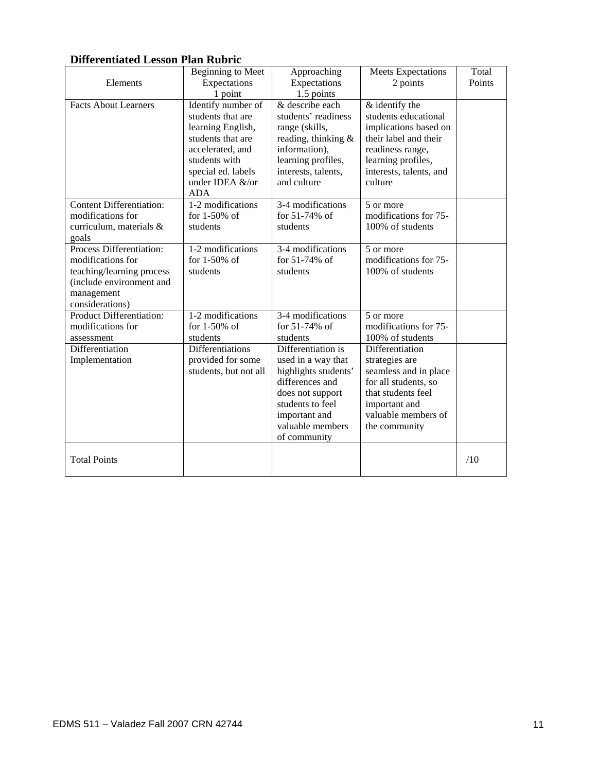## Differentiated Lesson Plan Rubric

| Elements | Beginning to Meet Expectations 1 point | Approaching Expectations 1.5 points | Meets Expectations 2 points | Total Points |
|---|---|---|---|---|
| Facts About Learners | Identify number of students that are learning English, students that are accelerated, and students with special ed. labels under IDEA &/or ADA | & describe each students' readiness range (skills, reading, thinking & information), learning profiles, interests, talents, and culture | & identify the students educational implications based on their label and their readiness range, learning profiles, interests, talents, and culture | |
| Content Differentiation: modifications for curriculum, materials & goals | 1-2 modifications for 1-50% of students | 3-4 modifications for 51-74% of students | 5 or more modifications for 75-100% of students | |
| Process Differentiation: modifications for teaching/learning process (include environment and management considerations) | 1-2 modifications for 1-50% of students | 3-4 modifications for 51-74% of students | 5 or more modifications for 75-100% of students | |
| Product Differentiation: modifications for assessment | 1-2 modifications for 1-50% of students | 3-4 modifications for 51-74% of students | 5 or more modifications for 75-100% of students | |
| Differentiation Implementation | Differentiations provided for some students, but not all | Differentiation is used in a way that highlights students' differences and does not support students to feel important and valuable members of community | Differentiation strategies are seamless and in place for all students, so that students feel important and valuable members of the community | |
| Total Points | | | | /10 |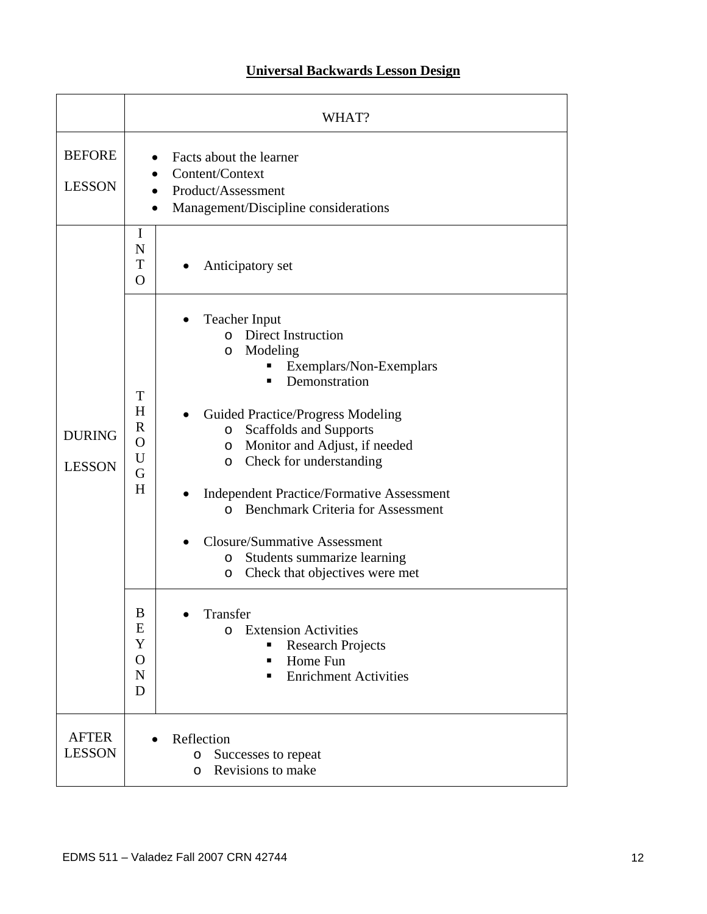## Universal Backwards Lesson Design

| | | WHAT? |
|---|---|---|
| BEFORE LESSON | | • Facts about the learner<br>• Content/Context<br>• Product/Assessment<br>• Management/Discipline considerations |
| DURING LESSON | INTO | • Anticipatory set |
| | THROUGH | • Teacher Input<br>  o Direct Instruction<br>  o Modeling<br>    ▪ Exemplars/Non-Exemplars<br>    ▪ Demonstration<br><br>• Guided Practice/Progress Modeling<br>  o Scaffolds and Supports<br>  o Monitor and Adjust, if needed<br>  o Check for understanding<br><br>• Independent Practice/Formative Assessment<br>  o Benchmark Criteria for Assessment<br><br>• Closure/Summative Assessment<br>  o Students summarize learning<br>  o Check that objectives were met |
| | BEYOND | • Transfer<br>  o Extension Activities<br>    ▪ Research Projects<br>    ▪ Home Fun<br>    ▪ Enrichment Activities |
| AFTER LESSON | | • Reflection<br>  o Successes to repeat<br>  o Revisions to make |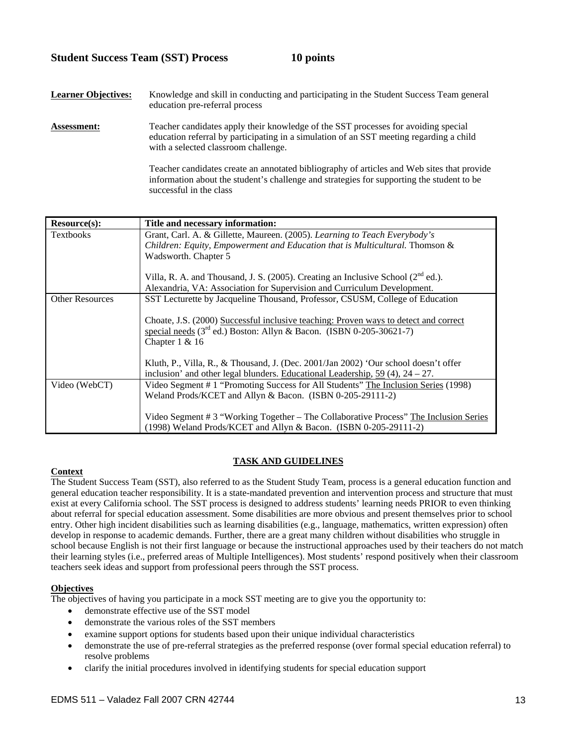## Student Success Team (SST) Process 10 points

**Learner Objectives:** Knowledge and skill in conducting and participating in the Student Success Team general education pre-referral process

**Assessment:** Teacher candidates apply their knowledge of the SST processes for avoiding special education referral by participating in a simulation of an SST meeting regarding a child with a selected classroom challenge.

Teacher candidates create an annotated bibliography of articles and Web sites that provide information about the student's challenge and strategies for supporting the student to be successful in the class

| Resource(s): | Title and necessary information: |
|---|---|
| Textbooks | Grant, Carl. A. & Gillette, Maureen. (2005). *Learning to Teach Everybody's Children: Equity, Empowerment and Education that is Multicultural.* Thomson & Wadsworth. Chapter 5<br><br>Villa, R. A. and Thousand, J. S. (2005). Creating an Inclusive School (2nd ed.). Alexandria, VA: Association for Supervision and Curriculum Development. |
| Other Resources | SST Lecturette by Jacqueline Thousand, Professor, CSUSM, College of Education<br><br>Choate, J.S. (2000) Successful inclusive teaching: Proven ways to detect and correct special needs (3rd ed.) Boston: Allyn & Bacon. (ISBN 0-205-30621-7) Chapter 1 & 16<br><br>Kluth, P., Villa, R., & Thousand, J. (Dec. 2001/Jan 2002) 'Our school doesn't offer inclusion' and other legal blunders. Educational Leadership, 59 (4), 24 – 27. |
| Video (WebCT) | Video Segment # 1 "Promoting Success for All Students" The Inclusion Series (1998) Weland Prods/KCET and Allyn & Bacon. (ISBN 0-205-29111-2)<br><br>Video Segment # 3 "Working Together – The Collaborative Process" The Inclusion Series (1998) Weland Prods/KCET and Allyn & Bacon. (ISBN 0-205-29111-2) |

### TASK AND GUIDELINES

**Context**

The Student Success Team (SST), also referred to as the Student Study Team, process is a general education function and general education teacher responsibility. It is a state-mandated prevention and intervention process and structure that must exist at every California school. The SST process is designed to address students' learning needs PRIOR to even thinking about referral for special education assessment. Some disabilities are more obvious and present themselves prior to school entry. Other high incident disabilities such as learning disabilities (e.g., language, mathematics, written expression) often develop in response to academic demands. Further, there are a great many children without disabilities who struggle in school because English is not their first language or because the instructional approaches used by their teachers do not match their learning styles (i.e., preferred areas of Multiple Intelligences). Most students' respond positively when their classroom teachers seek ideas and support from professional peers through the SST process.

**Objectives**

The objectives of having you participate in a mock SST meeting are to give you the opportunity to:

- demonstrate effective use of the SST model
- demonstrate the various roles of the SST members
- examine support options for students based upon their unique individual characteristics
- demonstrate the use of pre-referral strategies as the preferred response (over formal special education referral) to resolve problems
- clarify the initial procedures involved in identifying students for special education support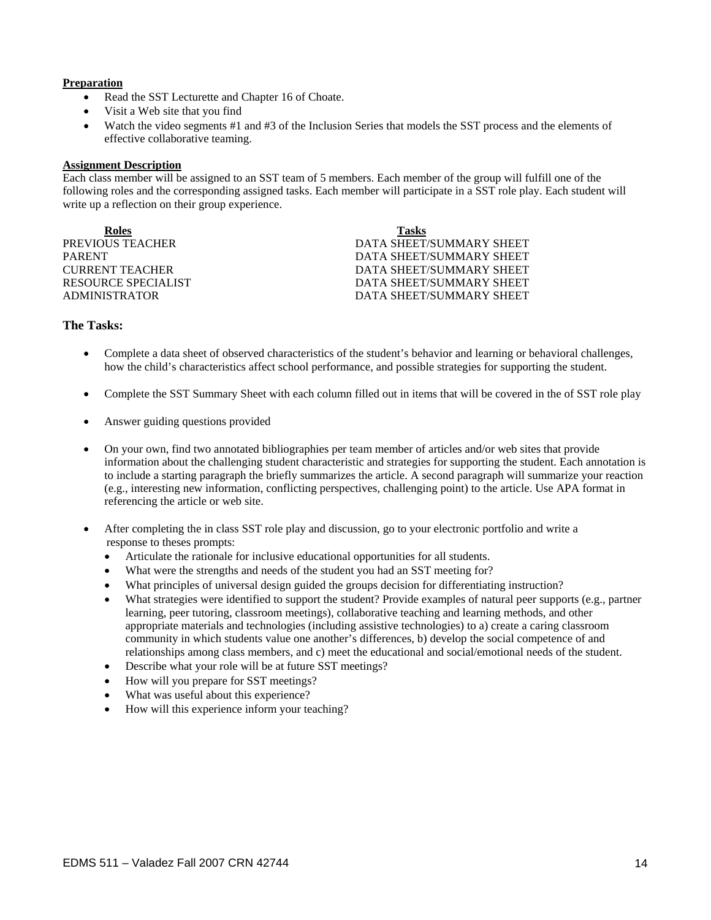**Preparation**

- Read the SST Lecturette and Chapter 16 of Choate.
- Visit a Web site that you find
- Watch the video segments #1 and #3 of the Inclusion Series that models the SST process and the elements of effective collaborative teaming.

**Assignment Description**

Each class member will be assigned to an SST team of 5 members. Each member of the group will fulfill one of the following roles and the corresponding assigned tasks. Each member will participate in a SST role play. Each student will write up a reflection on their group experience.

| Roles | Tasks |
|---|---|
| PREVIOUS TEACHER | DATA SHEET/SUMMARY SHEET |
| PARENT | DATA SHEET/SUMMARY SHEET |
| CURRENT TEACHER | DATA SHEET/SUMMARY SHEET |
| RESOURCE SPECIALIST | DATA SHEET/SUMMARY SHEET |
| ADMINISTRATOR | DATA SHEET/SUMMARY SHEET |

### The Tasks:

- Complete a data sheet of observed characteristics of the student's behavior and learning or behavioral challenges, how the child's characteristics affect school performance, and possible strategies for supporting the student.

- Complete the SST Summary Sheet with each column filled out in items that will be covered in the of SST role play

- Answer guiding questions provided

- On your own, find two annotated bibliographies per team member of articles and/or web sites that provide information about the challenging student characteristic and strategies for supporting the student. Each annotation is to include a starting paragraph the briefly summarizes the article. A second paragraph will summarize your reaction (e.g., interesting new information, conflicting perspectives, challenging point) to the article. Use APA format in referencing the article or web site.

- After completing the in class SST role play and discussion, go to your electronic portfolio and write a response to theses prompts:
  - Articulate the rationale for inclusive educational opportunities for all students.
  - What were the strengths and needs of the student you had an SST meeting for?
  - What principles of universal design guided the groups decision for differentiating instruction?
  - What strategies were identified to support the student? Provide examples of natural peer supports (e.g., partner learning, peer tutoring, classroom meetings), collaborative teaching and learning methods, and other appropriate materials and technologies (including assistive technologies) to a) create a caring classroom community in which students value one another's differences, b) develop the social competence of and relationships among class members, and c) meet the educational and social/emotional needs of the student.
  - Describe what your role will be at future SST meetings?
  - How will you prepare for SST meetings?
  - What was useful about this experience?
  - How will this experience inform your teaching?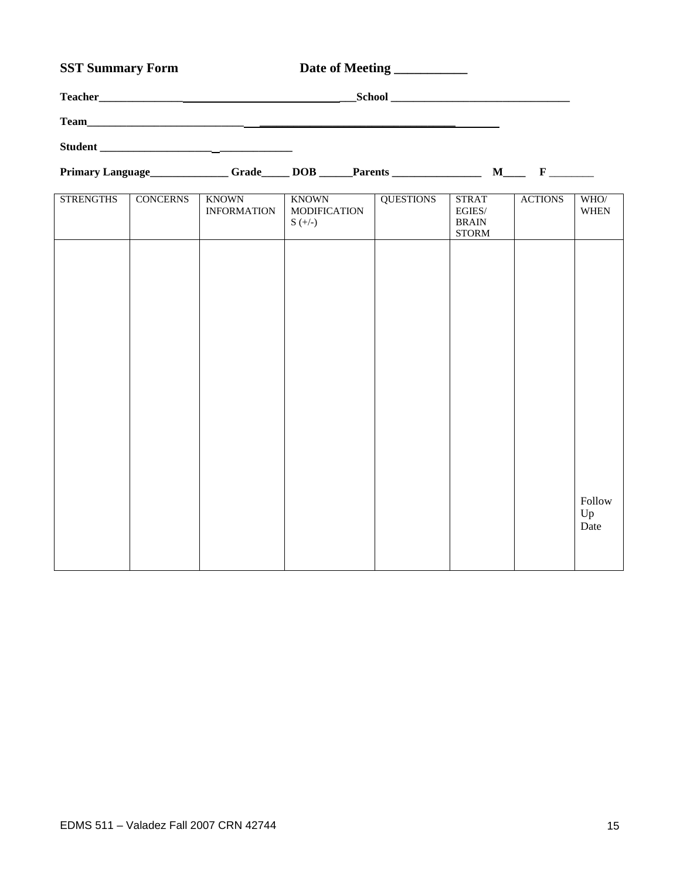**SST Summary Form** **Date of Meeting ___________**

**Teacher___________________________________________________School ________________________________**

**Team__________________________________________________________________________**

**Student ___________________________________**

**Primary Language______________ Grade_____ DOB ______Parents ________________ M____ F ________**

| STRENGTHS | CONCERNS | KNOWN INFORMATION | KNOWN MODIFICATIONS (+/-) | QUESTIONS | STRATEGIES/ BRAIN STORM | ACTIONS | WHO/ WHEN |
|---|---|---|---|---|---|---|---|
| | | | | | | | Follow Up Date |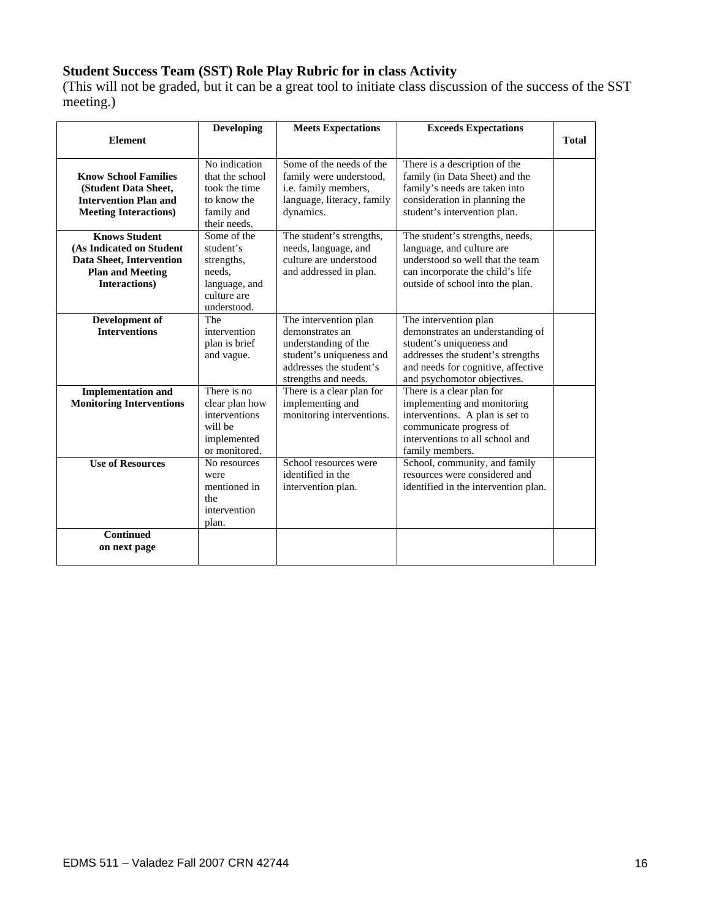**Student Success Team (SST) Role Play Rubric for in class Activity**

(This will not be graded, but it can be a great tool to initiate class discussion of the success of the SST meeting.)

| Element | Developing | Meets Expectations | Exceeds Expectations | Total |
|---|---|---|---|---|
| **Know School Families (Student Data Sheet, Intervention Plan and Meeting Interactions)** | No indication that the school took the time to know the family and their needs. | Some of the needs of the family were understood, i.e. family members, language, literacy, family dynamics. | There is a description of the family (in Data Sheet) and the family's needs are taken into consideration in planning the student's intervention plan. | |
| **Knows Student (As Indicated on Student Data Sheet, Intervention Plan and Meeting Interactions)** | Some of the student's strengths, needs, language, and culture are understood. | The student's strengths, needs, language, and culture are understood and addressed in plan. | The student's strengths, needs, language, and culture are understood so well that the team can incorporate the child's life outside of school into the plan. | |
| **Development of Interventions** | The intervention plan is brief and vague. | The intervention plan demonstrates an understanding of the student's uniqueness and addresses the student's strengths and needs. | The intervention plan demonstrates an understanding of student's uniqueness and addresses the student's strengths and needs for cognitive, affective and psychomotor objectives. | |
| **Implementation and Monitoring Interventions** | There is no clear plan how interventions will be implemented or monitored. | There is a clear plan for implementing and monitoring interventions. | There is a clear plan for implementing and monitoring interventions. A plan is set to communicate progress of interventions to all school and family members. | |
| **Use of Resources** | No resources were mentioned in the intervention plan. | School resources were identified in the intervention plan. | School, community, and family resources were considered and identified in the intervention plan. | |
| **Continued on next page** | | | | |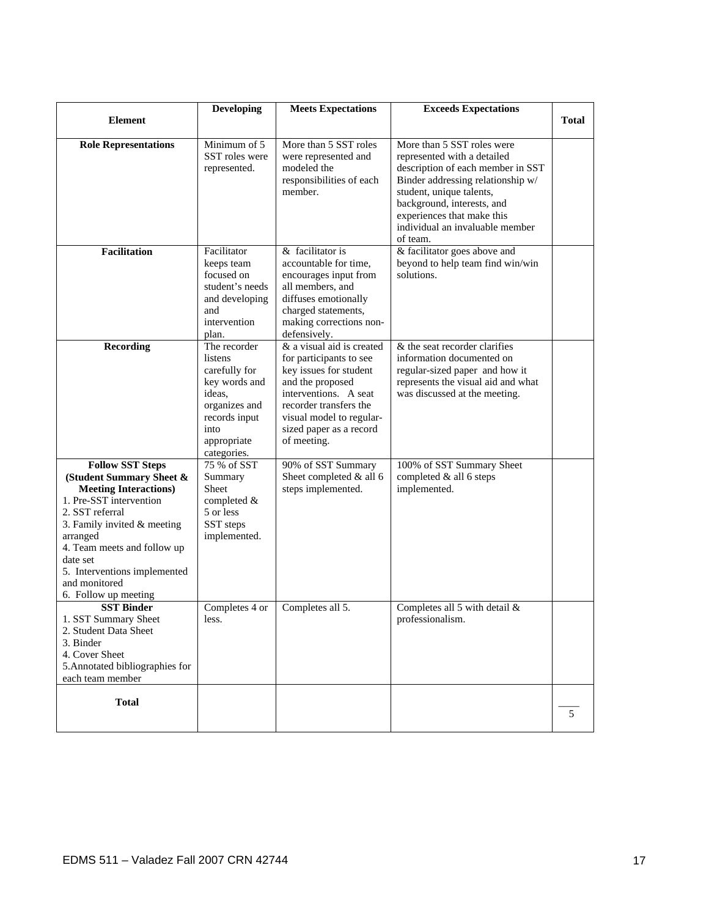| Element | Developing | Meets Expectations | Exceeds Expectations | Total |
|---|---|---|---|---|
| **Role Representations** | Minimum of 5 SST roles were represented. | More than 5 SST roles were represented and modeled the responsibilities of each member. | More than 5 SST roles were represented with a detailed description of each member in SST Binder addressing relationship w/ student, unique talents, background, interests, and experiences that make this individual an invaluable member of team. | |
| **Facilitation** | Facilitator keeps team focused on student's needs and developing and intervention plan. | & facilitator is accountable for time, encourages input from all members, and diffuses emotionally charged statements, making corrections non-defensively. | & facilitator goes above and beyond to help team find win/win solutions. | |
| **Recording** | The recorder listens carefully for key words and ideas, organizes and records input into appropriate categories. | & a visual aid is created for participants to see key issues for student and the proposed interventions. A seat recorder transfers the visual model to regular-sized paper as a record of meeting. | & the seat recorder clarifies information documented on regular-sized paper and how it represents the visual aid and what was discussed at the meeting. | |
| **Follow SST Steps (Student Summary Sheet & Meeting Interactions)**<br>1. Pre-SST intervention<br>2. SST referral<br>3. Family invited & meeting arranged<br>4. Team meets and follow up date set<br>5. Interventions implemented and monitored<br>6. Follow up meeting | 75 % of SST Summary Sheet completed & 5 or less SST steps implemented. | 90% of SST Summary Sheet completed & all 6 steps implemented. | 100% of SST Summary Sheet completed & all 6 steps implemented. | |
| **SST Binder**<br>1. SST Summary Sheet<br>2. Student Data Sheet<br>3. Binder<br>4. Cover Sheet<br>5. Annotated bibliographies for each team member | Completes 4 or less. | Completes all 5. | Completes all 5 with detail & professionalism. | |
| **Total** | | | | ____<br>5 |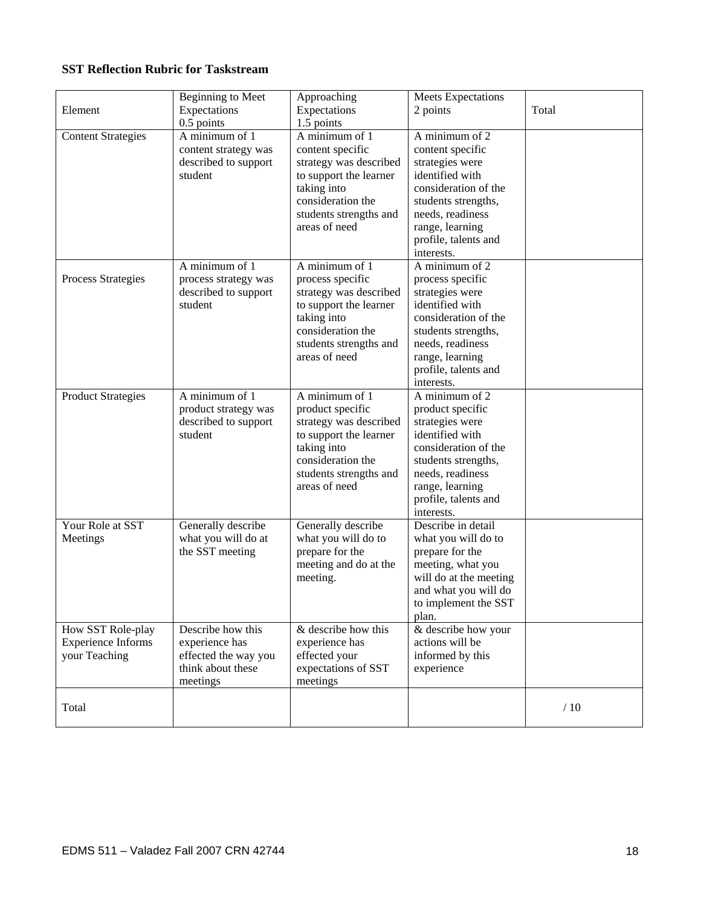**SST Reflection Rubric for Taskstream**

| Element | Beginning to Meet Expectations 0.5 points | Approaching Expectations 1.5 points | Meets Expectations 2 points | Total |
|---|---|---|---|---|
| Content Strategies | A minimum of 1 content strategy was described to support student | A minimum of 1 content specific strategy was described to support the learner taking into consideration the students strengths and areas of need | A minimum of 2 content specific strategies were identified with consideration of the students strengths, needs, readiness range, learning profile, talents and interests. | |
| Process Strategies | A minimum of 1 process strategy was described to support student | A minimum of 1 process specific strategy was described to support the learner taking into consideration the students strengths and areas of need | A minimum of 2 process specific strategies were identified with consideration of the students strengths, needs, readiness range, learning profile, talents and interests. | |
| Product Strategies | A minimum of 1 product strategy was described to support student | A minimum of 1 product specific strategy was described to support the learner taking into consideration the students strengths and areas of need | A minimum of 2 product specific strategies were identified with consideration of the students strengths, needs, readiness range, learning profile, talents and interests. | |
| Your Role at SST Meetings | Generally describe what you will do at the SST meeting | Generally describe what you will do to prepare for the meeting and do at the meeting. | Describe in detail what you will do to prepare for the meeting, what you will do at the meeting and what you will do to implement the SST plan. | |
| How SST Role-play Experience Informs your Teaching | Describe how this experience has effected the way you think about these meetings | & describe how this experience has effected your expectations of SST meetings | & describe how your actions will be informed by this experience | |
| Total | | | | / 10 |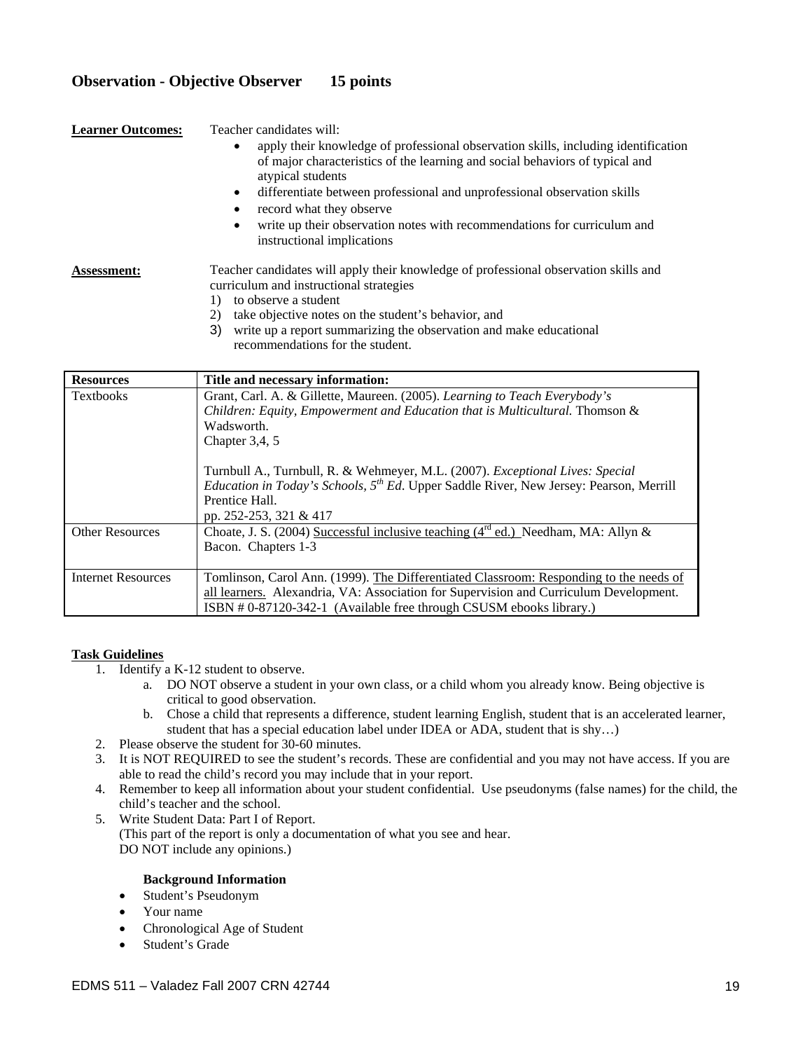## Observation - Objective Observer 15 points

**Learner Outcomes:** Teacher candidates will:

- apply their knowledge of professional observation skills, including identification of major characteristics of the learning and social behaviors of typical and atypical students
- differentiate between professional and unprofessional observation skills
- record what they observe
- write up their observation notes with recommendations for curriculum and instructional implications

**Assessment:** Teacher candidates will apply their knowledge of professional observation skills and curriculum and instructional strategies

1) to observe a student
2) take objective notes on the student's behavior, and
3) write up a report summarizing the observation and make educational recommendations for the student.

| Resources | Title and necessary information: |
|---|---|
| Textbooks | Grant, Carl. A. & Gillette, Maureen. (2005). *Learning to Teach Everybody's Children: Equity, Empowerment and Education that is Multicultural.* Thomson & Wadsworth.<br>Chapter 3,4, 5<br><br>Turnbull A., Turnbull, R. & Wehmeyer, M.L. (2007). *Exceptional Lives: Special Education in Today's Schools, 5th Ed*. Upper Saddle River, New Jersey: Pearson, Merrill Prentice Hall.<br>pp. 252-253, 321 & 417 |
| Other Resources | Choate, J. S. (2004) Successful inclusive teaching (4rd ed.) Needham, MA: Allyn & Bacon. Chapters 1-3 |
| Internet Resources | Tomlinson, Carol Ann. (1999). The Differentiated Classroom: Responding to the needs of all learners. Alexandria, VA: Association for Supervision and Curriculum Development. ISBN # 0-87120-342-1 (Available free through CSUSM ebooks library.) |

**Task Guidelines**

1. Identify a K-12 student to observe.
   a. DO NOT observe a student in your own class, or a child whom you already know. Being objective is critical to good observation.
   b. Chose a child that represents a difference, student learning English, student that is an accelerated learner, student that has a special education label under IDEA or ADA, student that is shy…)
2. Please observe the student for 30-60 minutes.
3. It is NOT REQUIRED to see the student's records. These are confidential and you may not have access. If you are able to read the child's record you may include that in your report.
4. Remember to keep all information about your student confidential. Use pseudonyms (false names) for the child, the child's teacher and the school.
5. Write Student Data: Part I of Report.
   (This part of the report is only a documentation of what you see and hear.
   DO NOT include any opinions.)

   **Background Information**

- Student's Pseudonym
- Your name
- Chronological Age of Student
- Student's Grade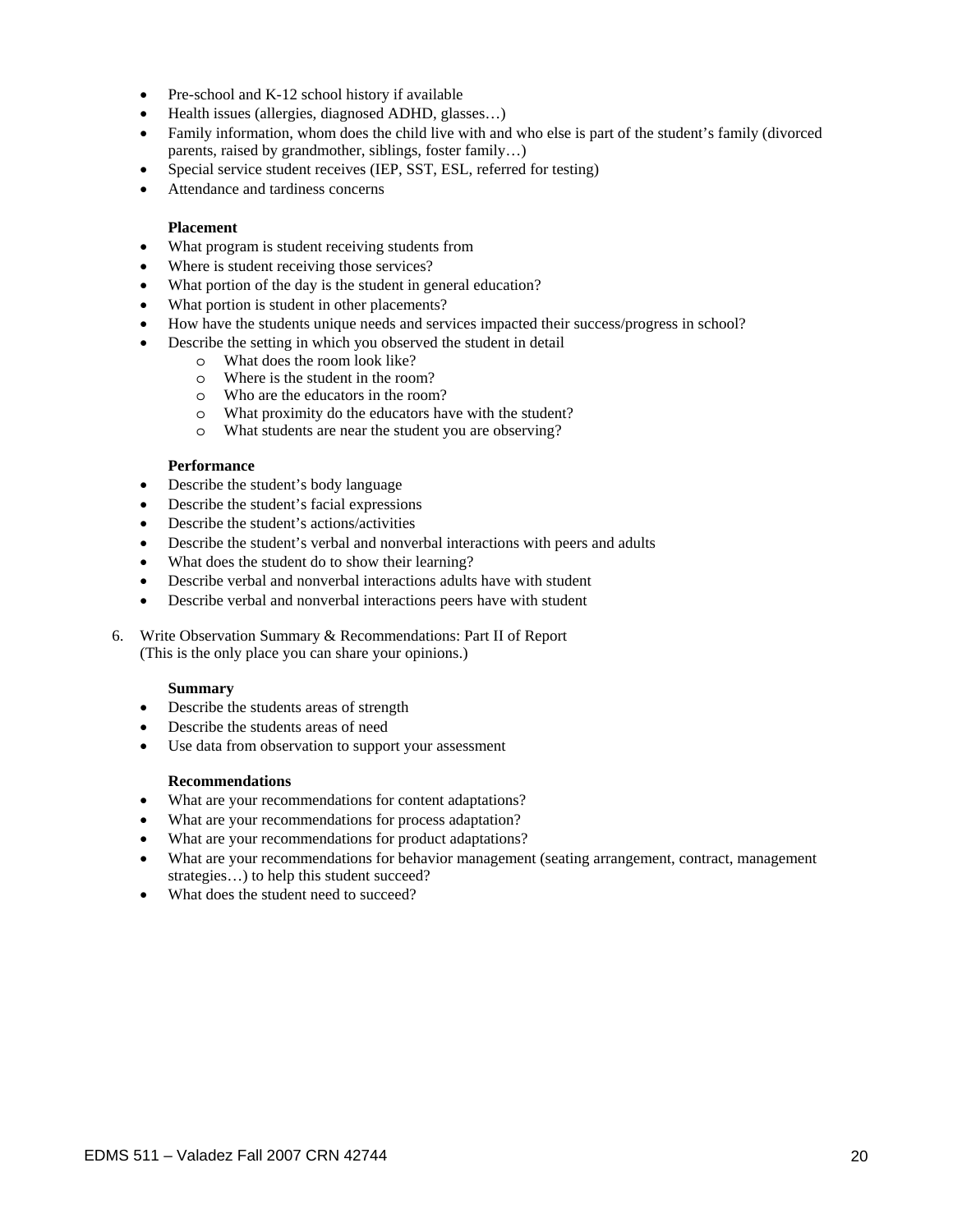- Pre-school and K-12 school history if available
- Health issues (allergies, diagnosed ADHD, glasses…)
- Family information, whom does the child live with and who else is part of the student's family (divorced parents, raised by grandmother, siblings, foster family…)
- Special service student receives (IEP, SST, ESL, referred for testing)
- Attendance and tardiness concerns

**Placement**

- What program is student receiving students from
- Where is student receiving those services?
- What portion of the day is the student in general education?
- What portion is student in other placements?
- How have the students unique needs and services impacted their success/progress in school?
- Describe the setting in which you observed the student in detail
  - What does the room look like?
  - Where is the student in the room?
  - Who are the educators in the room?
  - What proximity do the educators have with the student?
  - What students are near the student you are observing?

**Performance**

- Describe the student's body language
- Describe the student's facial expressions
- Describe the student's actions/activities
- Describe the student's verbal and nonverbal interactions with peers and adults
- What does the student do to show their learning?
- Describe verbal and nonverbal interactions adults have with student
- Describe verbal and nonverbal interactions peers have with student

6. Write Observation Summary & Recommendations: Part II of Report
   (This is the only place you can share your opinions.)

**Summary**

- Describe the students areas of strength
- Describe the students areas of need
- Use data from observation to support your assessment

**Recommendations**

- What are your recommendations for content adaptations?
- What are your recommendations for process adaptation?
- What are your recommendations for product adaptations?
- What are your recommendations for behavior management (seating arrangement, contract, management strategies…) to help this student succeed?
- What does the student need to succeed?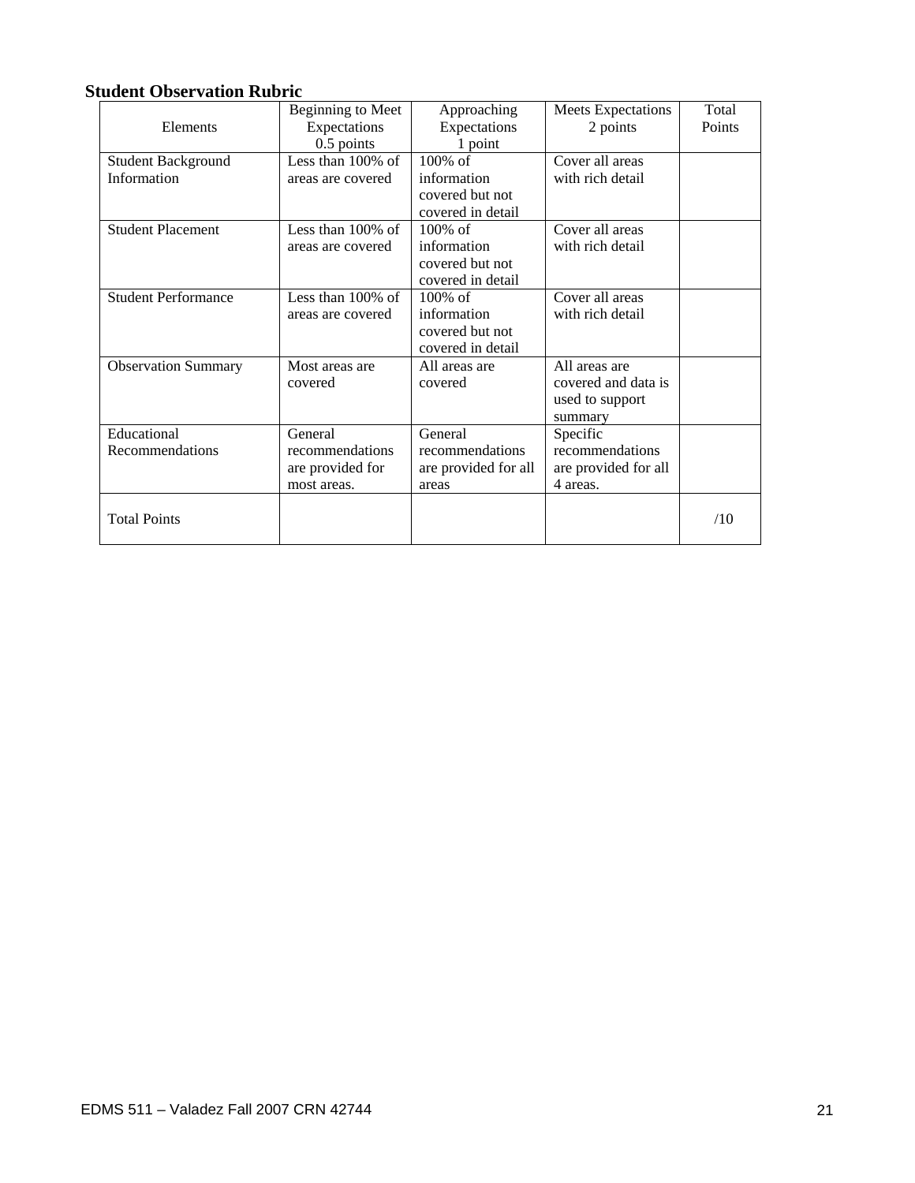## Student Observation Rubric

| Elements | Beginning to Meet Expectations 0.5 points | Approaching Expectations 1 point | Meets Expectations 2 points | Total Points |
|---|---|---|---|---|
| Student Background Information | Less than 100% of areas are covered | 100% of information covered but not covered in detail | Cover all areas with rich detail | |
| Student Placement | Less than 100% of areas are covered | 100% of information covered but not covered in detail | Cover all areas with rich detail | |
| Student Performance | Less than 100% of areas are covered | 100% of information covered but not covered in detail | Cover all areas with rich detail | |
| Observation Summary | Most areas are covered | All areas are covered | All areas are covered and data is used to support summary | |
| Educational Recommendations | General recommendations are provided for most areas. | General recommendations are provided for all areas | Specific recommendations are provided for all 4 areas. | |
| Total Points | | | | /10 |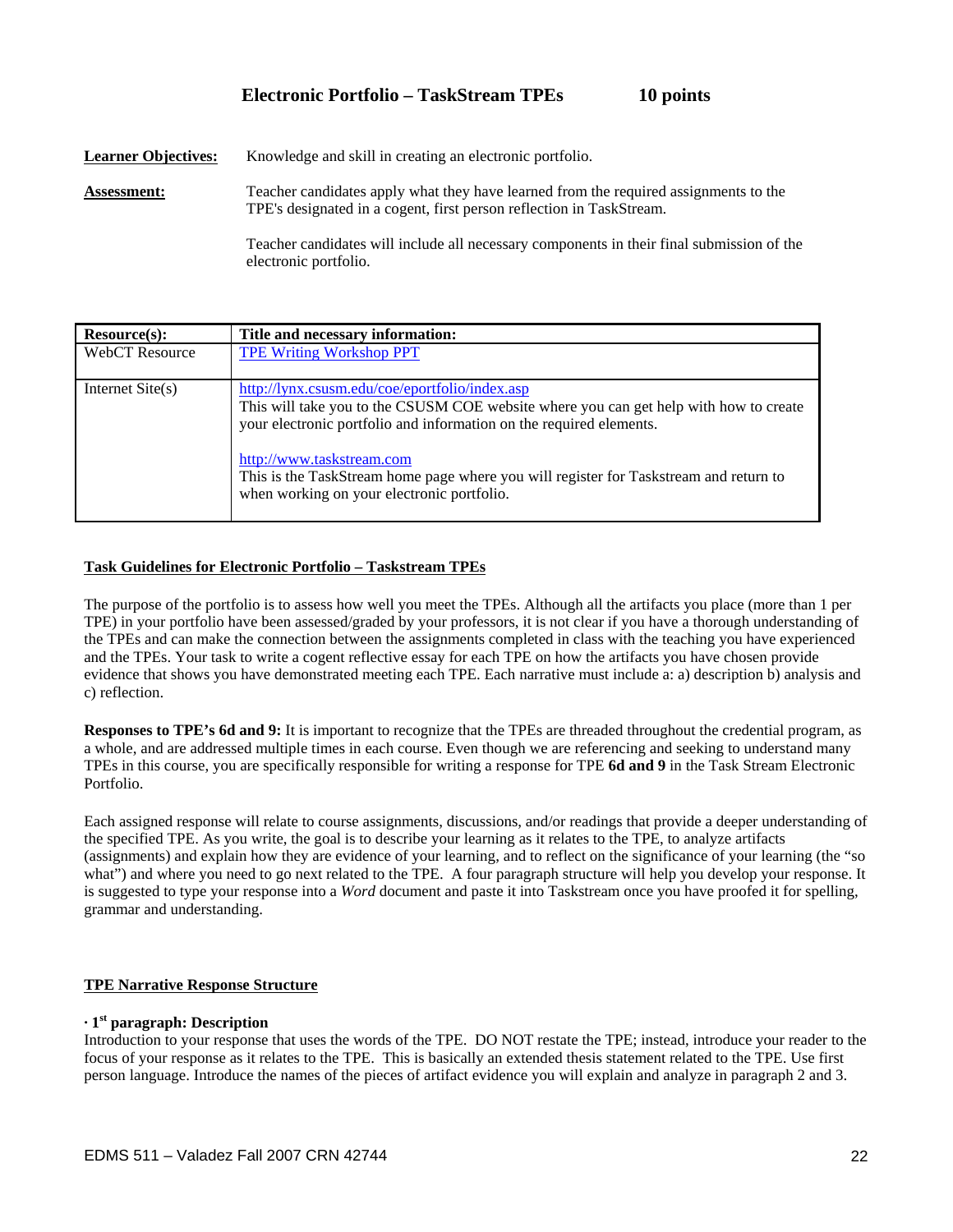## Electronic Portfolio – TaskStream TPEs 10 points

**Learner Objectives:** Knowledge and skill in creating an electronic portfolio.

**Assessment:** Teacher candidates apply what they have learned from the required assignments to the TPE's designated in a cogent, first person reflection in TaskStream.

Teacher candidates will include all necessary components in their final submission of the electronic portfolio.

| Resource(s): | Title and necessary information: |
|---|---|
| WebCT Resource | TPE Writing Workshop PPT |
| Internet Site(s) | http://lynx.csusm.edu/coe/eportfolio/index.asp<br>This will take you to the CSUSM COE website where you can get help with how to create your electronic portfolio and information on the required elements.<br><br>http://www.taskstream.com<br>This is the TaskStream home page where you will register for Taskstream and return to when working on your electronic portfolio. |

### Task Guidelines for Electronic Portfolio – Taskstream TPEs

The purpose of the portfolio is to assess how well you meet the TPEs. Although all the artifacts you place (more than 1 per TPE) in your portfolio have been assessed/graded by your professors, it is not clear if you have a thorough understanding of the TPEs and can make the connection between the assignments completed in class with the teaching you have experienced and the TPEs. Your task to write a cogent reflective essay for each TPE on how the artifacts you have chosen provide evidence that shows you have demonstrated meeting each TPE. Each narrative must include a: a) description b) analysis and c) reflection.

**Responses to TPE's 6d and 9:** It is important to recognize that the TPEs are threaded throughout the credential program, as a whole, and are addressed multiple times in each course. Even though we are referencing and seeking to understand many TPEs in this course, you are specifically responsible for writing a response for TPE **6d and 9** in the Task Stream Electronic Portfolio.

Each assigned response will relate to course assignments, discussions, and/or readings that provide a deeper understanding of the specified TPE. As you write, the goal is to describe your learning as it relates to the TPE, to analyze artifacts (assignments) and explain how they are evidence of your learning, and to reflect on the significance of your learning (the "so what") and where you need to go next related to the TPE. A four paragraph structure will help you develop your response. It is suggested to type your response into a *Word* document and paste it into Taskstream once you have proofed it for spelling, grammar and understanding.

### TPE Narrative Response Structure

**· 1st paragraph: Description**

Introduction to your response that uses the words of the TPE. DO NOT restate the TPE; instead, introduce your reader to the focus of your response as it relates to the TPE. This is basically an extended thesis statement related to the TPE. Use first person language. Introduce the names of the pieces of artifact evidence you will explain and analyze in paragraph 2 and 3.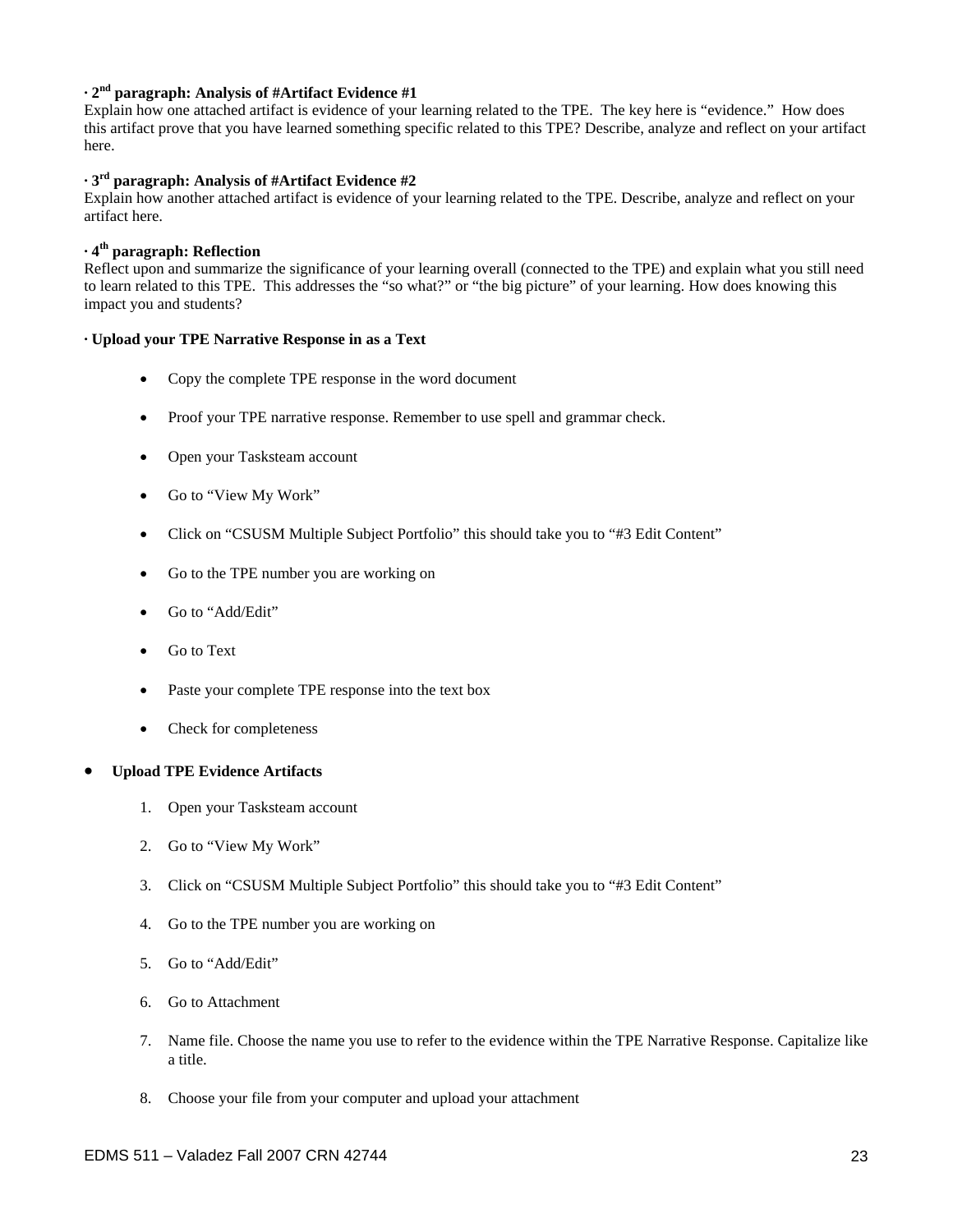**· 2nd paragraph: Analysis of #Artifact Evidence #1**

Explain how one attached artifact is evidence of your learning related to the TPE. The key here is "evidence." How does this artifact prove that you have learned something specific related to this TPE? Describe, analyze and reflect on your artifact here.

**· 3rd paragraph: Analysis of #Artifact Evidence #2**

Explain how another attached artifact is evidence of your learning related to the TPE. Describe, analyze and reflect on your artifact here.

**· 4th paragraph: Reflection**

Reflect upon and summarize the significance of your learning overall (connected to the TPE) and explain what you still need to learn related to this TPE. This addresses the "so what?" or "the big picture" of your learning. How does knowing this impact you and students?

**· Upload your TPE Narrative Response in as a Text**

- Copy the complete TPE response in the word document
- Proof your TPE narrative response. Remember to use spell and grammar check.
- Open your Tasksteam account
- Go to "View My Work"
- Click on "CSUSM Multiple Subject Portfolio" this should take you to "#3 Edit Content"
- Go to the TPE number you are working on
- Go to "Add/Edit"
- Go to Text
- Paste your complete TPE response into the text box
- Check for completeness

- **Upload TPE Evidence Artifacts**

  1. Open your Tasksteam account
  2. Go to "View My Work"
  3. Click on "CSUSM Multiple Subject Portfolio" this should take you to "#3 Edit Content"
  4. Go to the TPE number you are working on
  5. Go to "Add/Edit"
  6. Go to Attachment
  7. Name file. Choose the name you use to refer to the evidence within the TPE Narrative Response. Capitalize like a title.
  8. Choose your file from your computer and upload your attachment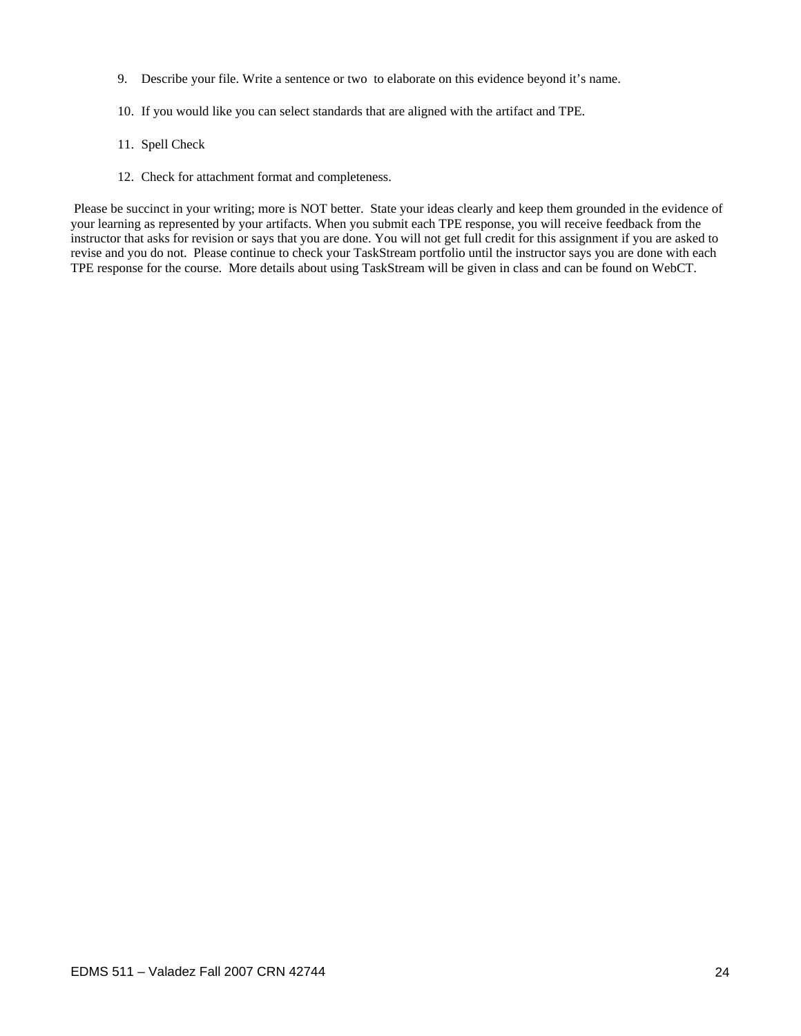9. Describe your file. Write a sentence or two to elaborate on this evidence beyond it's name.

10. If you would like you can select standards that are aligned with the artifact and TPE.

11. Spell Check

12. Check for attachment format and completeness.

Please be succinct in your writing; more is NOT better. State your ideas clearly and keep them grounded in the evidence of your learning as represented by your artifacts. When you submit each TPE response, you will receive feedback from the instructor that asks for revision or says that you are done. You will not get full credit for this assignment if you are asked to revise and you do not. Please continue to check your TaskStream portfolio until the instructor says you are done with each TPE response for the course. More details about using TaskStream will be given in class and can be found on WebCT.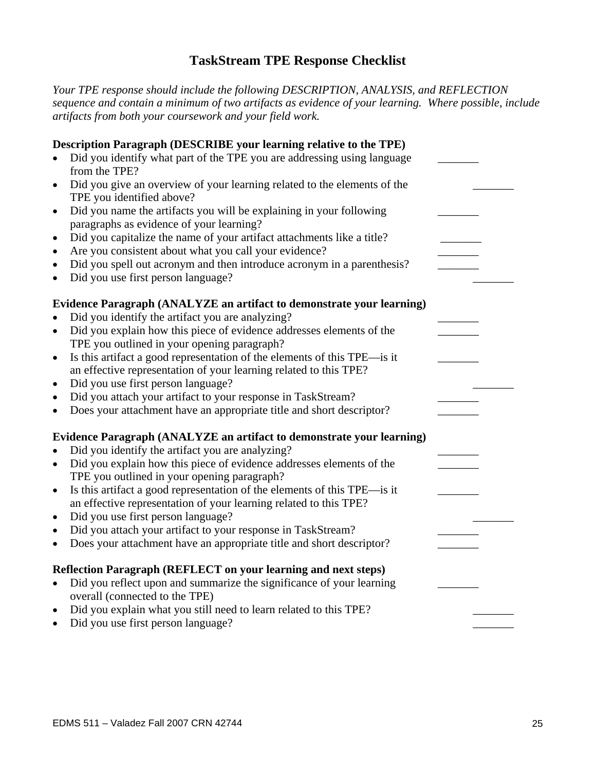# TaskStream TPE Response Checklist

*Your TPE response should include the following DESCRIPTION, ANALYSIS, and REFLECTION sequence and contain a minimum of two artifacts as evidence of your learning. Where possible, include artifacts from both your coursework and your field work.*

**Description Paragraph (DESCRIBE your learning relative to the TPE)**

- Did you identify what part of the TPE you are addressing using language from the TPE? _______
- Did you give an overview of your learning related to the elements of the TPE you identified above? _______
- Did you name the artifacts you will be explaining in your following paragraphs as evidence of your learning? _______
- Did you capitalize the name of your artifact attachments like a title? _______
- Are you consistent about what you call your evidence? _______
- Did you spell out acronym and then introduce acronym in a parenthesis? _______
- Did you use first person language? _______

**Evidence Paragraph (ANALYZE an artifact to demonstrate your learning)**

- Did you identify the artifact you are analyzing? _______
- Did you explain how this piece of evidence addresses elements of the TPE you outlined in your opening paragraph? _______
- Is this artifact a good representation of the elements of this TPE—is it an effective representation of your learning related to this TPE? _______
- Did you use first person language? _______
- Did you attach your artifact to your response in TaskStream? _______
- Does your attachment have an appropriate title and short descriptor? _______

**Evidence Paragraph (ANALYZE an artifact to demonstrate your learning)**

- Did you identify the artifact you are analyzing? _______
- Did you explain how this piece of evidence addresses elements of the TPE you outlined in your opening paragraph? _______
- Is this artifact a good representation of the elements of this TPE—is it an effective representation of your learning related to this TPE? _______
- Did you use first person language? _______
- Did you attach your artifact to your response in TaskStream? _______
- Does your attachment have an appropriate title and short descriptor? _______

**Reflection Paragraph (REFLECT on your learning and next steps)**

- Did you reflect upon and summarize the significance of your learning overall (connected to the TPE) _______
- Did you explain what you still need to learn related to this TPE? _______
- Did you use first person language? _______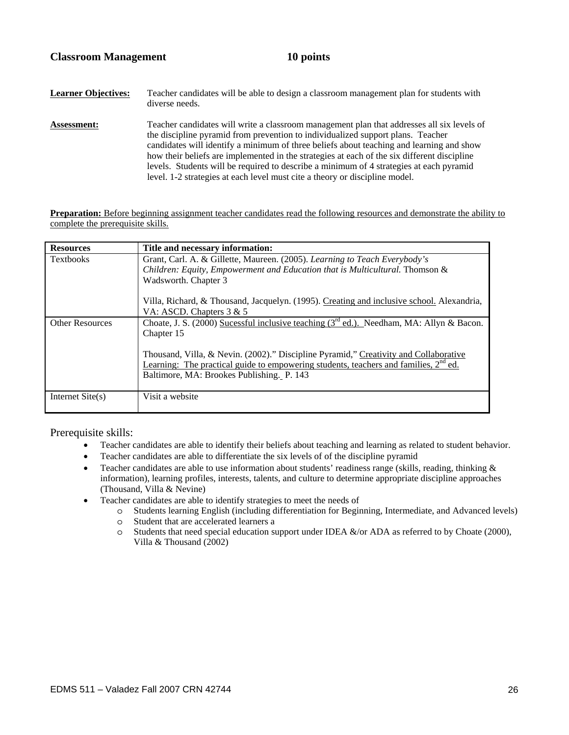**Classroom Management 10 points**

**Learner Objectives:** Teacher candidates will be able to design a classroom management plan for students with diverse needs.

**Assessment:** Teacher candidates will write a classroom management plan that addresses all six levels of the discipline pyramid from prevention to individualized support plans. Teacher candidates will identify a minimum of three beliefs about teaching and learning and show how their beliefs are implemented in the strategies at each of the six different discipline levels. Students will be required to describe a minimum of 4 strategies at each pyramid level. 1-2 strategies at each level must cite a theory or discipline model.

**Preparation:** Before beginning assignment teacher candidates read the following resources and demonstrate the ability to complete the prerequisite skills.

| Resources | Title and necessary information: |
|---|---|
| Textbooks | Grant, Carl. A. & Gillette, Maureen. (2005). *Learning to Teach Everybody's Children: Equity, Empowerment and Education that is Multicultural.* Thomson & Wadsworth. Chapter 3<br><br>Villa, Richard, & Thousand, Jacquelyn. (1995). Creating and inclusive school. Alexandria, VA: ASCD. Chapters 3 & 5 |
| Other Resources | Choate, J. S. (2000) Sucessful inclusive teaching (3rd ed.). Needham, MA: Allyn & Bacon. Chapter 15<br><br>Thousand, Villa, & Nevin. (2002)." Discipline Pyramid," Creativity and Collaborative Learning: The practical guide to empowering students, teachers and families, 2nd ed. Baltimore, MA: Brookes Publishing. P. 143 |
| Internet Site(s) | Visit a website |

Prerequisite skills:

- Teacher candidates are able to identify their beliefs about teaching and learning as related to student behavior.
- Teacher candidates are able to differentiate the six levels of of the discipline pyramid
- Teacher candidates are able to use information about students' readiness range (skills, reading, thinking & information), learning profiles, interests, talents, and culture to determine appropriate discipline approaches (Thousand, Villa & Nevine)
- Teacher candidates are able to identify strategies to meet the needs of
  - Students learning English (including differentiation for Beginning, Intermediate, and Advanced levels)
  - Student that are accelerated learners a
  - Students that need special education support under IDEA &/or ADA as referred to by Choate (2000), Villa & Thousand (2002)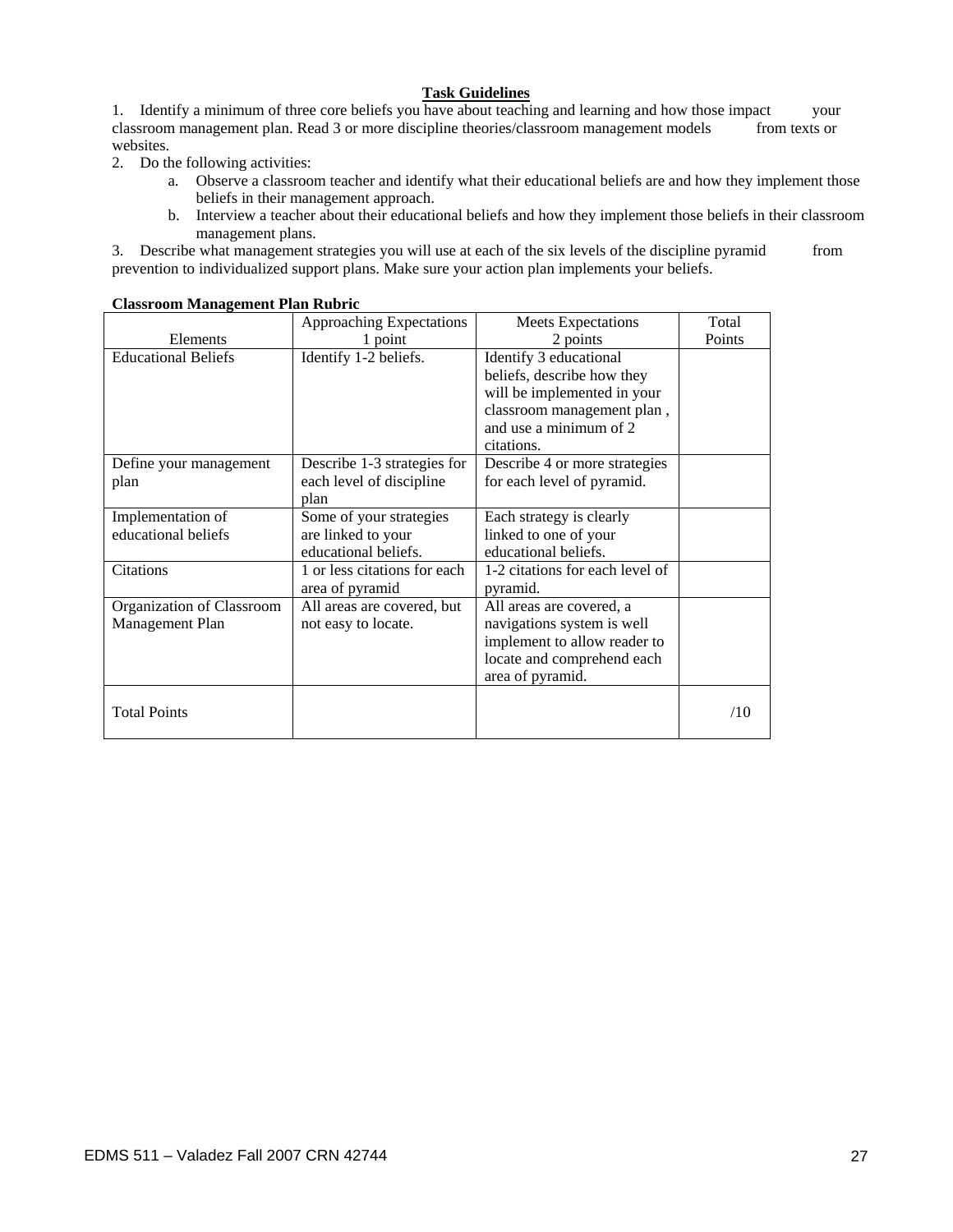## Task Guidelines

1. Identify a minimum of three core beliefs you have about teaching and learning and how those impact your classroom management plan. Read 3 or more discipline theories/classroom management models from texts or websites.
2. Do the following activities:
   a. Observe a classroom teacher and identify what their educational beliefs are and how they implement those beliefs in their management approach.
   b. Interview a teacher about their educational beliefs and how they implement those beliefs in their classroom management plans.
3. Describe what management strategies you will use at each of the six levels of the discipline pyramid from prevention to individualized support plans. Make sure your action plan implements your beliefs.

**Classroom Management Plan Rubric**

| Elements | Approaching Expectations 1 point | Meets Expectations 2 points | Total Points |
|---|---|---|---|
| Educational Beliefs | Identify 1-2 beliefs. | Identify 3 educational beliefs, describe how they will be implemented in your classroom management plan , and use a minimum of 2 citations. | |
| Define your management plan | Describe 1-3 strategies for each level of discipline plan | Describe 4 or more strategies for each level of pyramid. | |
| Implementation of educational beliefs | Some of your strategies are linked to your educational beliefs. | Each strategy is clearly linked to one of your educational beliefs. | |
| Citations | 1 or less citations for each area of pyramid | 1-2 citations for each level of pyramid. | |
| Organization of Classroom Management Plan | All areas are covered, but not easy to locate. | All areas are covered, a navigations system is well implement to allow reader to locate and comprehend each area of pyramid. | |
| Total Points | | | /10 |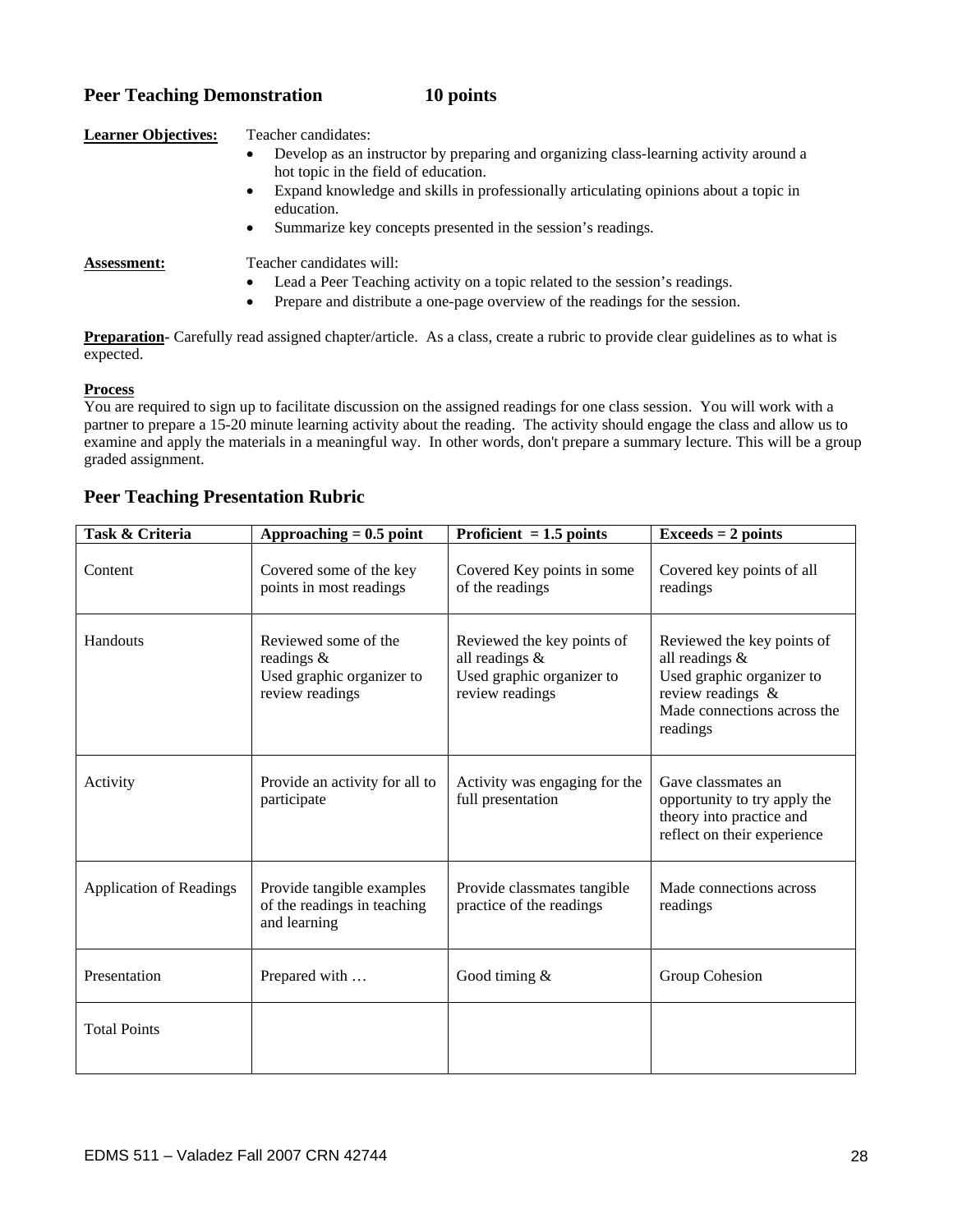## Peer Teaching Demonstration 10 points

**Learner Objectives:** Teacher candidates:

- Develop as an instructor by preparing and organizing class-learning activity around a hot topic in the field of education.
- Expand knowledge and skills in professionally articulating opinions about a topic in education.
- Summarize key concepts presented in the session's readings.

**Assessment:** Teacher candidates will:

- Lead a Peer Teaching activity on a topic related to the session's readings.
- Prepare and distribute a one-page overview of the readings for the session.

**Preparation**- Carefully read assigned chapter/article. As a class, create a rubric to provide clear guidelines as to what is expected.

**Process**

You are required to sign up to facilitate discussion on the assigned readings for one class session. You will work with a partner to prepare a 15-20 minute learning activity about the reading. The activity should engage the class and allow us to examine and apply the materials in a meaningful way. In other words, don't prepare a summary lecture. This will be a group graded assignment.

## Peer Teaching Presentation Rubric

| Task & Criteria | Approaching = 0.5 point | Proficient = 1.5 points | Exceeds = 2 points |
|---|---|---|---|
| Content | Covered some of the key points in most readings | Covered Key points in some of the readings | Covered key points of all readings |
| Handouts | Reviewed some of the readings & Used graphic organizer to review readings | Reviewed the key points of all readings & Used graphic organizer to review readings | Reviewed the key points of all readings & Used graphic organizer to review readings & Made connections across the readings |
| Activity | Provide an activity for all to participate | Activity was engaging for the full presentation | Gave classmates an opportunity to try apply the theory into practice and reflect on their experience |
| Application of Readings | Provide tangible examples of the readings in teaching and learning | Provide classmates tangible practice of the readings | Made connections across readings |
| Presentation | Prepared with … | Good timing & | Group Cohesion |
| Total Points | | | |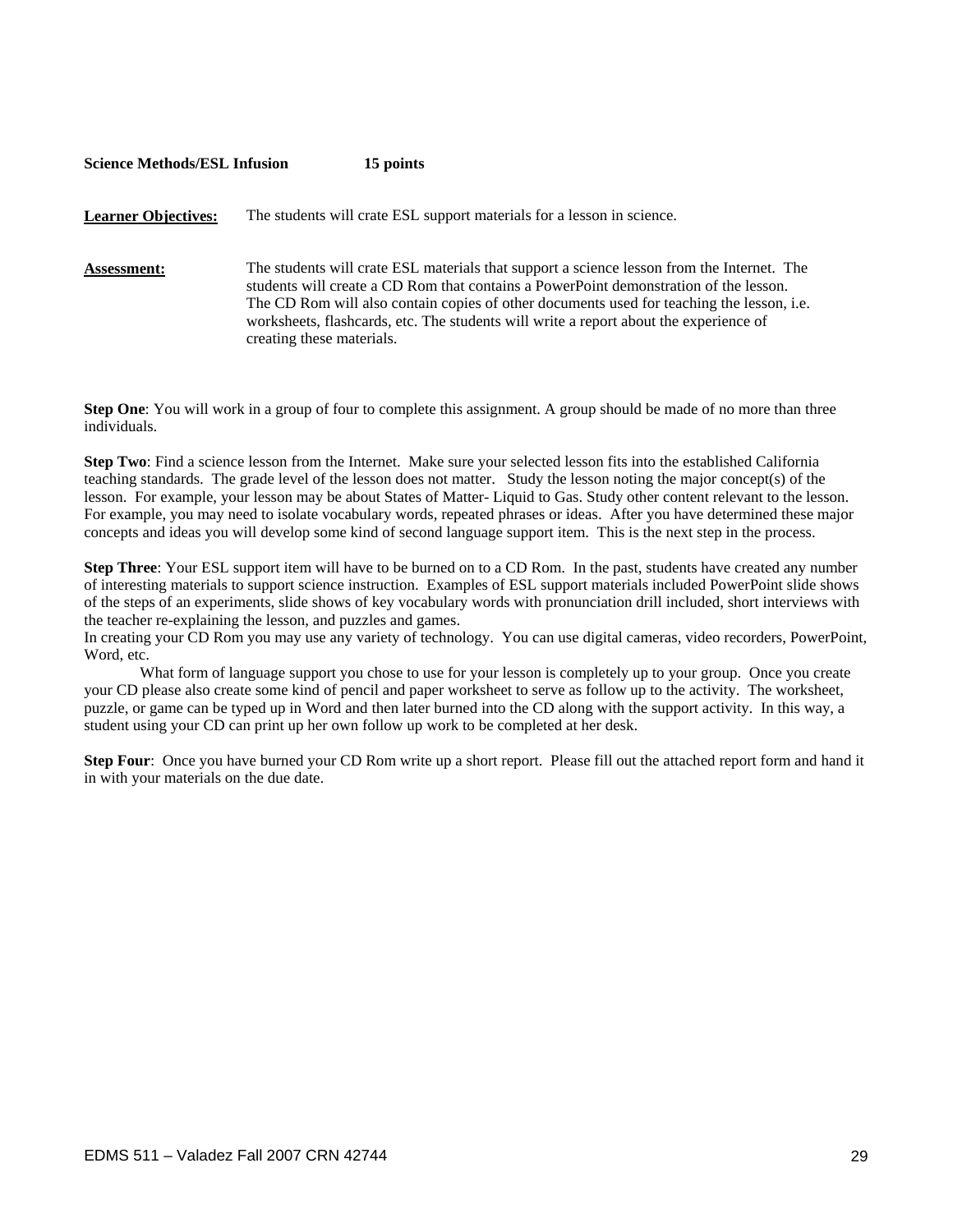**Science Methods/ESL Infusion 15 points**

**Learner Objectives:** The students will crate ESL support materials for a lesson in science.

**Assessment:** The students will crate ESL materials that support a science lesson from the Internet. The students will create a CD Rom that contains a PowerPoint demonstration of the lesson. The CD Rom will also contain copies of other documents used for teaching the lesson, i.e. worksheets, flashcards, etc. The students will write a report about the experience of creating these materials.

**Step One**: You will work in a group of four to complete this assignment. A group should be made of no more than three individuals.

**Step Two**: Find a science lesson from the Internet. Make sure your selected lesson fits into the established California teaching standards. The grade level of the lesson does not matter. Study the lesson noting the major concept(s) of the lesson. For example, your lesson may be about States of Matter- Liquid to Gas. Study other content relevant to the lesson. For example, you may need to isolate vocabulary words, repeated phrases or ideas. After you have determined these major concepts and ideas you will develop some kind of second language support item. This is the next step in the process.

**Step Three**: Your ESL support item will have to be burned on to a CD Rom. In the past, students have created any number of interesting materials to support science instruction. Examples of ESL support materials included PowerPoint slide shows of the steps of an experiments, slide shows of key vocabulary words with pronunciation drill included, short interviews with the teacher re-explaining the lesson, and puzzles and games.

In creating your CD Rom you may use any variety of technology. You can use digital cameras, video recorders, PowerPoint, Word, etc.

What form of language support you chose to use for your lesson is completely up to your group. Once you create your CD please also create some kind of pencil and paper worksheet to serve as follow up to the activity. The worksheet, puzzle, or game can be typed up in Word and then later burned into the CD along with the support activity. In this way, a student using your CD can print up her own follow up work to be completed at her desk.

**Step Four**: Once you have burned your CD Rom write up a short report. Please fill out the attached report form and hand it in with your materials on the due date.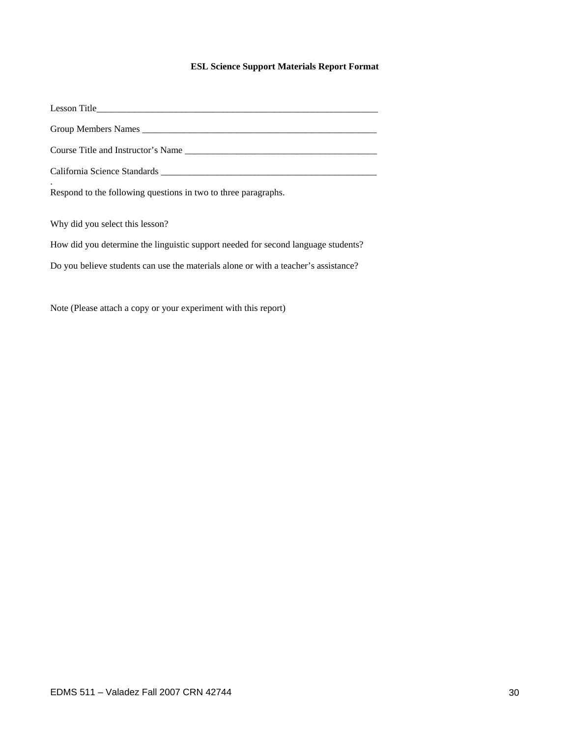**ESL Science Support Materials Report Format**

Lesson Title______________________________________________________________

Group Members Names ___________________________________________________

Course Title and Instructor's Name _________________________________________

California Science Standards _______________________________________________

.
Respond to the following questions in two to three paragraphs.

Why did you select this lesson?

How did you determine the linguistic support needed for second language students?

Do you believe students can use the materials alone or with a teacher's assistance?

Note (Please attach a copy or your experiment with this report)